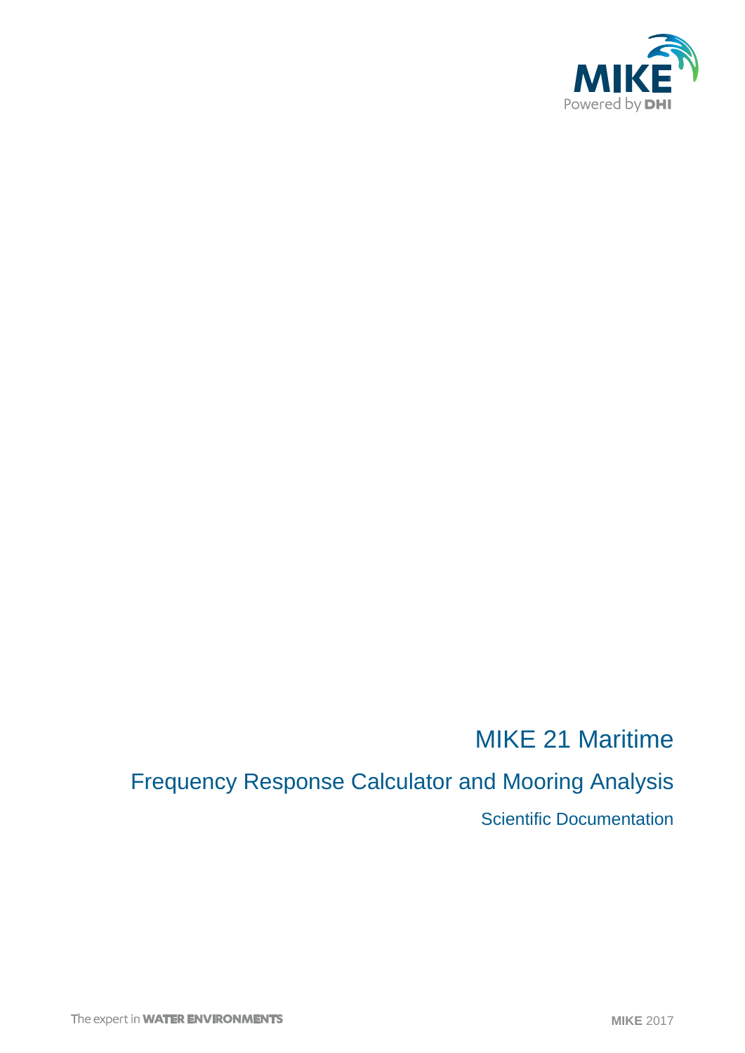MIKE

Powered by DHI

# MIKE 21 Maritime

## Frequency Response Calculator and Mooring Analysis

### Scientific Documentation

The expert in **WATER ENVIRONMENTS**

**MIKE** 2017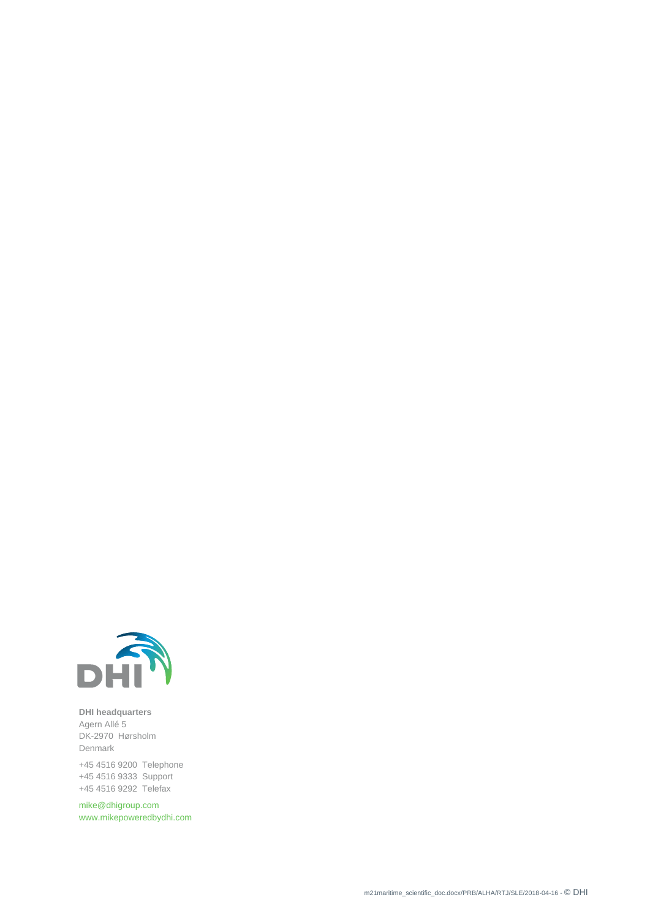**DHI headquarters**
Agern Allé 5
DK-2970 Hørsholm
Denmark

+45 4516 9200 Telephone
+45 4516 9333 Support
+45 4516 9292 Telefax

mike@dhigroup.com
www.mikepoweredbydhi.com

m21maritime_scientific_doc.docx/PRB/ALHA/RTJ/SLE/2018-04-16 - © DHI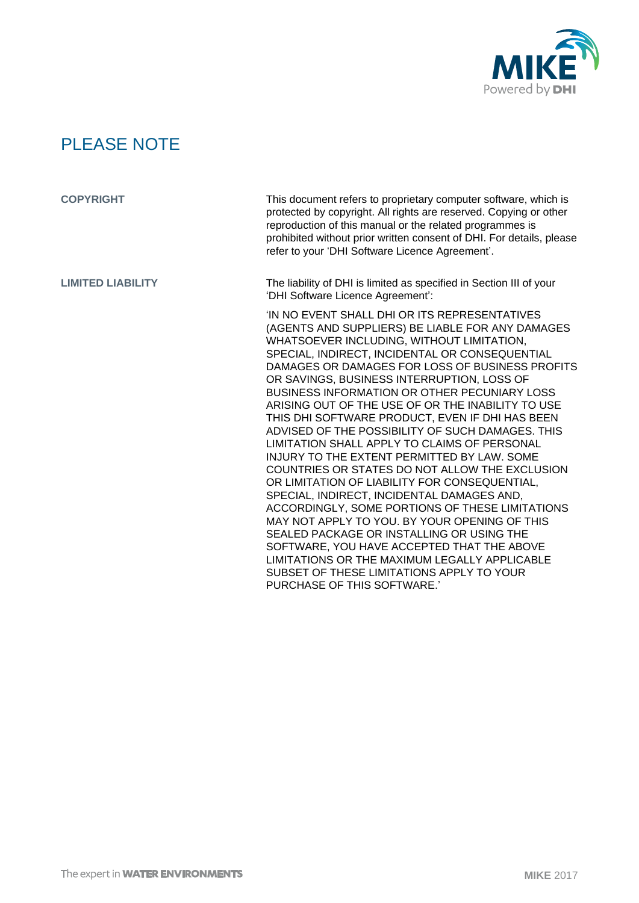# PLEASE NOTE

**COPYRIGHT**

This document refers to proprietary computer software, which is protected by copyright. All rights are reserved. Copying or other reproduction of this manual or the related programmes is prohibited without prior written consent of DHI. For details, please refer to your 'DHI Software Licence Agreement'.

**LIMITED LIABILITY**

The liability of DHI is limited as specified in Section III of your 'DHI Software Licence Agreement':

'IN NO EVENT SHALL DHI OR ITS REPRESENTATIVES (AGENTS AND SUPPLIERS) BE LIABLE FOR ANY DAMAGES WHATSOEVER INCLUDING, WITHOUT LIMITATION, SPECIAL, INDIRECT, INCIDENTAL OR CONSEQUENTIAL DAMAGES OR DAMAGES FOR LOSS OF BUSINESS PROFITS OR SAVINGS, BUSINESS INTERRUPTION, LOSS OF BUSINESS INFORMATION OR OTHER PECUNIARY LOSS ARISING OUT OF THE USE OF OR THE INABILITY TO USE THIS DHI SOFTWARE PRODUCT, EVEN IF DHI HAS BEEN ADVISED OF THE POSSIBILITY OF SUCH DAMAGES. THIS LIMITATION SHALL APPLY TO CLAIMS OF PERSONAL INJURY TO THE EXTENT PERMITTED BY LAW. SOME COUNTRIES OR STATES DO NOT ALLOW THE EXCLUSION OR LIMITATION OF LIABILITY FOR CONSEQUENTIAL, SPECIAL, INDIRECT, INCIDENTAL DAMAGES AND, ACCORDINGLY, SOME PORTIONS OF THESE LIMITATIONS MAY NOT APPLY TO YOU. BY YOUR OPENING OF THIS SEALED PACKAGE OR INSTALLING OR USING THE SOFTWARE, YOU HAVE ACCEPTED THAT THE ABOVE LIMITATIONS OR THE MAXIMUM LEGALLY APPLICABLE SUBSET OF THESE LIMITATIONS APPLY TO YOUR PURCHASE OF THIS SOFTWARE.'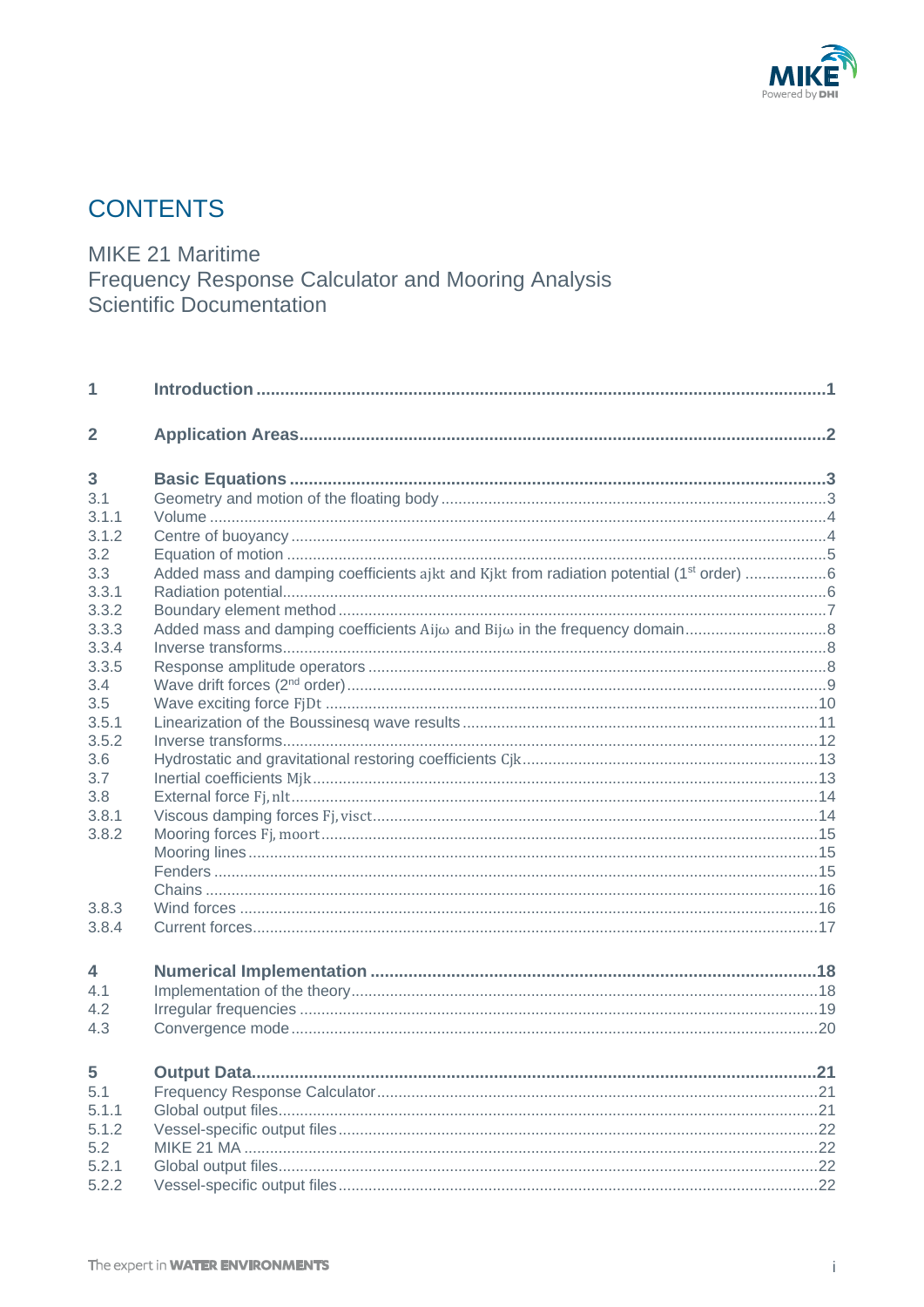# CONTENTS

MIKE 21 Maritime
Frequency Response Calculator and Mooring Analysis
Scientific Documentation

| | | |
|---|---|---|
| **1** | **Introduction** | **1** |
| **2** | **Application Areas** | **2** |
| **3** | **Basic Equations** | **3** |
| 3.1 | Geometry and motion of the floating body | 3 |
| 3.1.1 | Volume | 4 |
| 3.1.2 | Centre of buoyancy | 4 |
| 3.2 | Equation of motion | 5 |
| 3.3 | Added mass and damping coefficients $a_{jk}t$ and $K_{jk}t$ from radiation potential (1st order) | 6 |
| 3.3.1 | Radiation potential | 6 |
| 3.3.2 | Boundary element method | 7 |
| 3.3.3 | Added mass and damping coefficients $A_{ij}\omega$ and $B_{ij}\omega$ in the frequency domain | 8 |
| 3.3.4 | Inverse transforms | 8 |
| 3.3.5 | Response amplitude operators | 8 |
| 3.4 | Wave drift forces (2nd order) | 9 |
| 3.5 | Wave exciting force $F_jDt$ | 10 |
| 3.5.1 | Linearization of the Boussinesq wave results | 11 |
| 3.5.2 | Inverse transforms | 12 |
| 3.6 | Hydrostatic and gravitational restoring coefficients $C_{jk}$ | 13 |
| 3.7 | Inertial coefficients $M_{jk}$ | 13 |
| 3.8 | External force $F_{j,nl}t$ | 14 |
| 3.8.1 | Viscous damping forces $F_{j,visc}t$ | 14 |
| 3.8.2 | Mooring forces $F_{j,moor}t$ | 15 |
| | Mooring lines | 15 |
| | Fenders | 15 |
| | Chains | 16 |
| 3.8.3 | Wind forces | 16 |
| 3.8.4 | Current forces | 17 |
| **4** | **Numerical Implementation** | **18** |
| 4.1 | Implementation of the theory | 18 |
| 4.2 | Irregular frequencies | 19 |
| 4.3 | Convergence mode | 20 |
| **5** | **Output Data** | **21** |
| 5.1 | Frequency Response Calculator | 21 |
| 5.1.1 | Global output files | 21 |
| 5.1.2 | Vessel-specific output files | 22 |
| 5.2 | MIKE 21 MA | 22 |
| 5.2.1 | Global output files | 22 |
| 5.2.2 | Vessel-specific output files | 22 |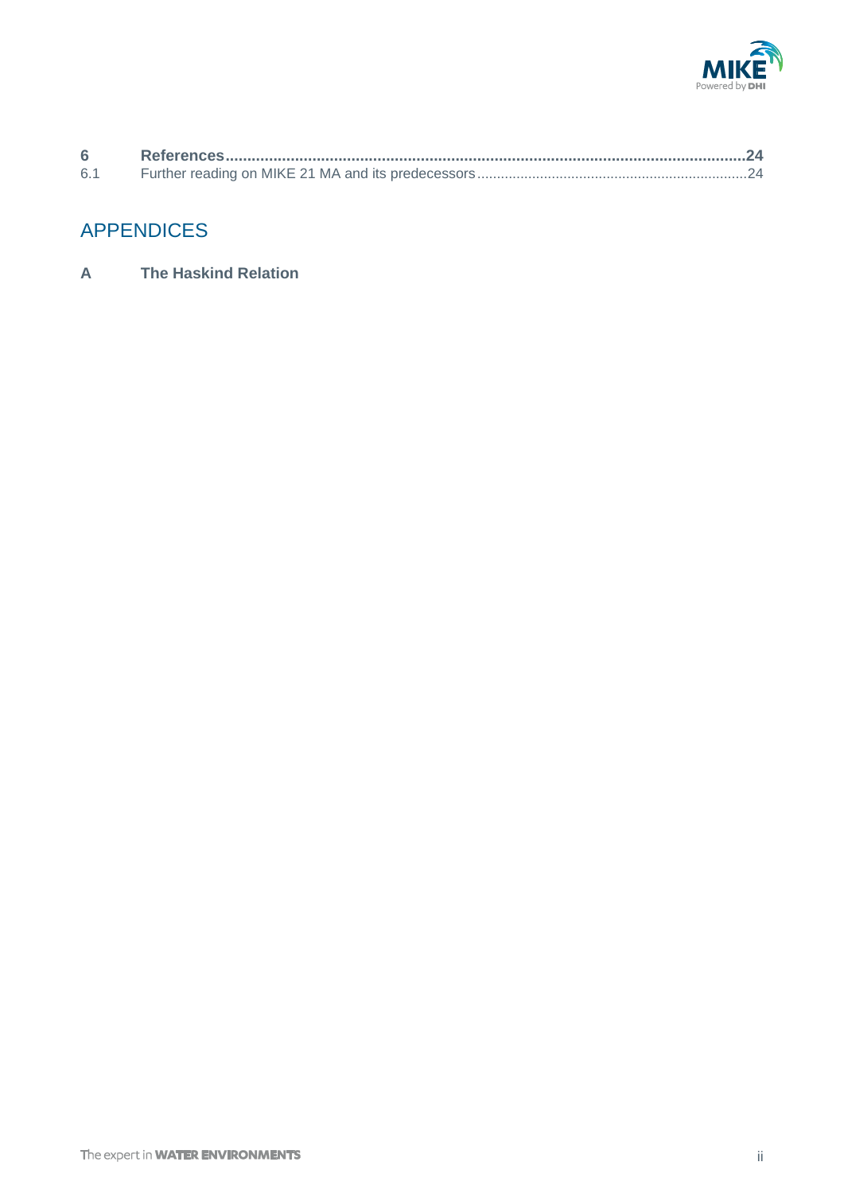**6 References** .......................................................................................................................... **24**
6.1 Further reading on MIKE 21 MA and its predecessors ..................................................................... 24

## APPENDICES

**A The Haskind Relation**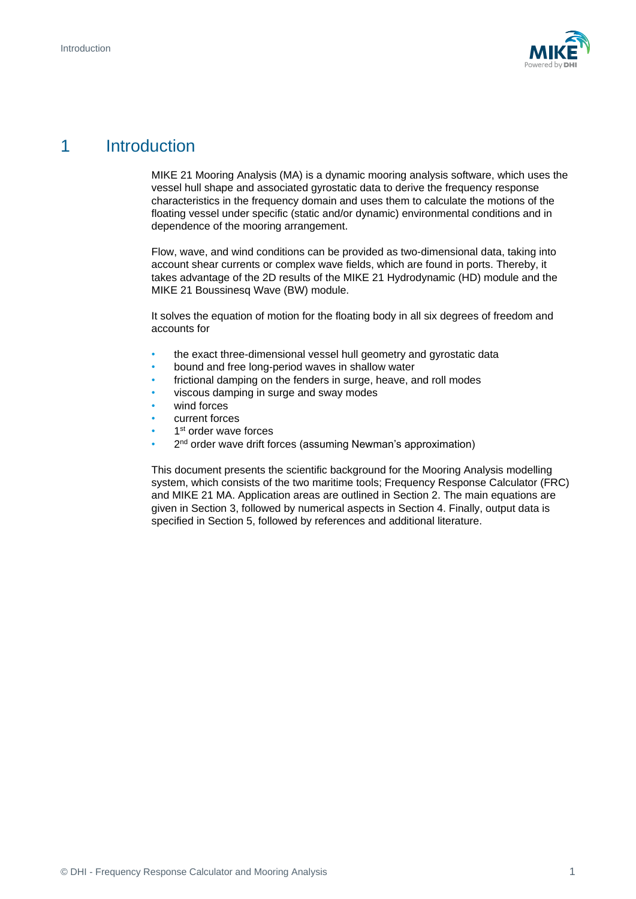# 1 Introduction

MIKE 21 Mooring Analysis (MA) is a dynamic mooring analysis software, which uses the vessel hull shape and associated gyrostatic data to derive the frequency response characteristics in the frequency domain and uses them to calculate the motions of the floating vessel under specific (static and/or dynamic) environmental conditions and in dependence of the mooring arrangement.

Flow, wave, and wind conditions can be provided as two-dimensional data, taking into account shear currents or complex wave fields, which are found in ports. Thereby, it takes advantage of the 2D results of the MIKE 21 Hydrodynamic (HD) module and the MIKE 21 Boussinesq Wave (BW) module.

It solves the equation of motion for the floating body in all six degrees of freedom and accounts for

- the exact three-dimensional vessel hull geometry and gyrostatic data
- bound and free long-period waves in shallow water
- frictional damping on the fenders in surge, heave, and roll modes
- viscous damping in surge and sway modes
- wind forces
- current forces
- 1st order wave forces
- 2nd order wave drift forces (assuming Newman's approximation)

This document presents the scientific background for the Mooring Analysis modelling system, which consists of the two maritime tools; Frequency Response Calculator (FRC) and MIKE 21 MA. Application areas are outlined in Section 2. The main equations are given in Section 3, followed by numerical aspects in Section 4. Finally, output data is specified in Section 5, followed by references and additional literature.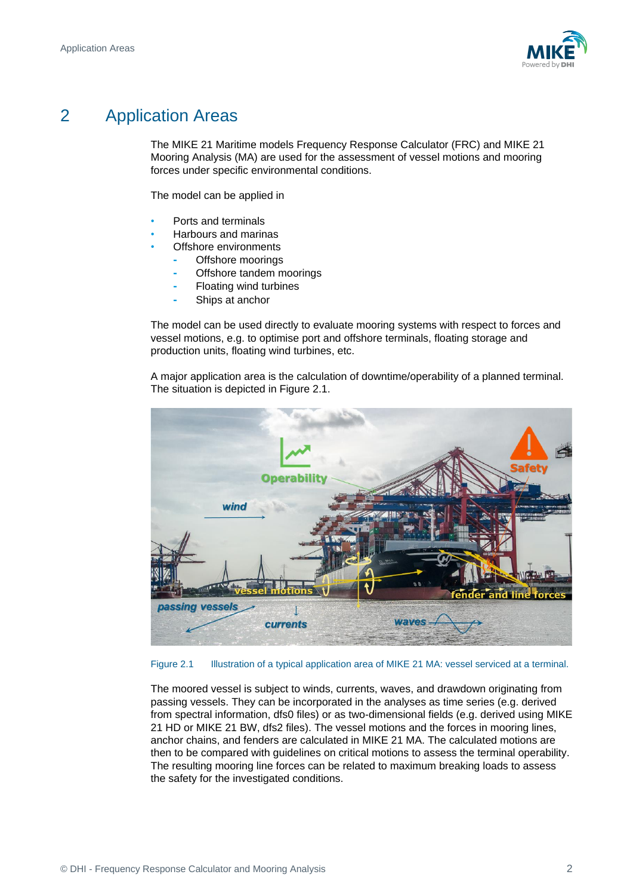# 2 Application Areas

The MIKE 21 Maritime models Frequency Response Calculator (FRC) and MIKE 21 Mooring Analysis (MA) are used for the assessment of vessel motions and mooring forces under specific environmental conditions.

The model can be applied in

- Ports and terminals
- Harbours and marinas
- Offshore environments
  - Offshore moorings
  - Offshore tandem moorings
  - Floating wind turbines
  - Ships at anchor

The model can be used directly to evaluate mooring systems with respect to forces and vessel motions, e.g. to optimise port and offshore terminals, floating storage and production units, floating wind turbines, etc.

A major application area is the calculation of downtime/operability of a planned terminal. The situation is depicted in Figure 2.1.

Operability

Safety

wind

vessel motions

fender and line forces

passing vessels

currents

waves

Figure 2.1 Illustration of a typical application area of MIKE 21 MA: vessel serviced at a terminal.

The moored vessel is subject to winds, currents, waves, and drawdown originating from passing vessels. They can be incorporated in the analyses as time series (e.g. derived from spectral information, dfs0 files) or as two-dimensional fields (e.g. derived using MIKE 21 HD or MIKE 21 BW, dfs2 files). The vessel motions and the forces in mooring lines, anchor chains, and fenders are calculated in MIKE 21 MA. The calculated motions are then to be compared with guidelines on critical motions to assess the terminal operability. The resulting mooring line forces can be related to maximum breaking loads to assess the safety for the investigated conditions.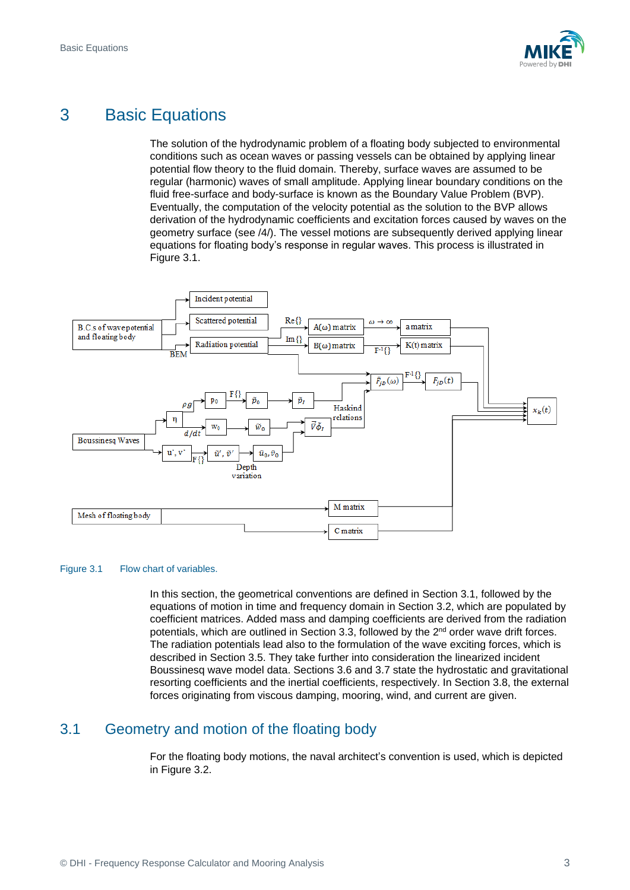# 3 Basic Equations

The solution of the hydrodynamic problem of a floating body subjected to environmental conditions such as ocean waves or passing vessels can be obtained by applying linear potential flow theory to the fluid domain. Thereby, surface waves are assumed to be regular (harmonic) waves of small amplitude. Applying linear boundary conditions on the fluid free-surface and body-surface is known as the Boundary Value Problem (BVP). Eventually, the computation of the velocity potential as the solution to the BVP allows derivation of the hydrodynamic coefficients and excitation forces caused by waves on the geometry surface (see /4/). The vessel motions are subsequently derived applying linear equations for floating body's response in regular waves. This process is illustrated in Figure 3.1.

B.C.s of wave potential and floating body

BEM

Incident potential

Scattered potential

Radiation potential

Re{}

Im{}

A(ω) matrix

B(ω) matrix

$\omega \rightarrow \infty$

$F^{-1}\{\}$

a matrix

K(t) matrix

$\tilde{F}_{jD}(\omega)$

$F^{-1}\{\}$

$F_{jD}(t)$

$x_k(t)$

Haskind relations

$\rho g$

$p_0$

F{}

$\tilde{p}_0$

$\tilde{p}_I$

η

d/dt

$w_0$

$\tilde{w}_0$

$\vec{\nabla}\tilde{\phi}_I$

Boussinesq Waves

u', v'

F{}

$\tilde{u}', \tilde{v}'$

$\tilde{u}_0, \tilde{v}_0$

Depth variation

Mesh of floating body

M matrix

C matrix

Figure 3.1 Flow chart of variables.

In this section, the geometrical conventions are defined in Section 3.1, followed by the equations of motion in time and frequency domain in Section 3.2, which are populated by coefficient matrices. Added mass and damping coefficients are derived from the radiation potentials, which are outlined in Section 3.3, followed by the 2nd order wave drift forces. The radiation potentials lead also to the formulation of the wave exciting forces, which is described in Section 3.5. They take further into consideration the linearized incident Boussinesq wave model data. Sections 3.6 and 3.7 state the hydrostatic and gravitational resorting coefficients and the inertial coefficients, respectively. In Section 3.8, the external forces originating from viscous damping, mooring, wind, and current are given.

## 3.1 Geometry and motion of the floating body

For the floating body motions, the naval architect's convention is used, which is depicted in Figure 3.2.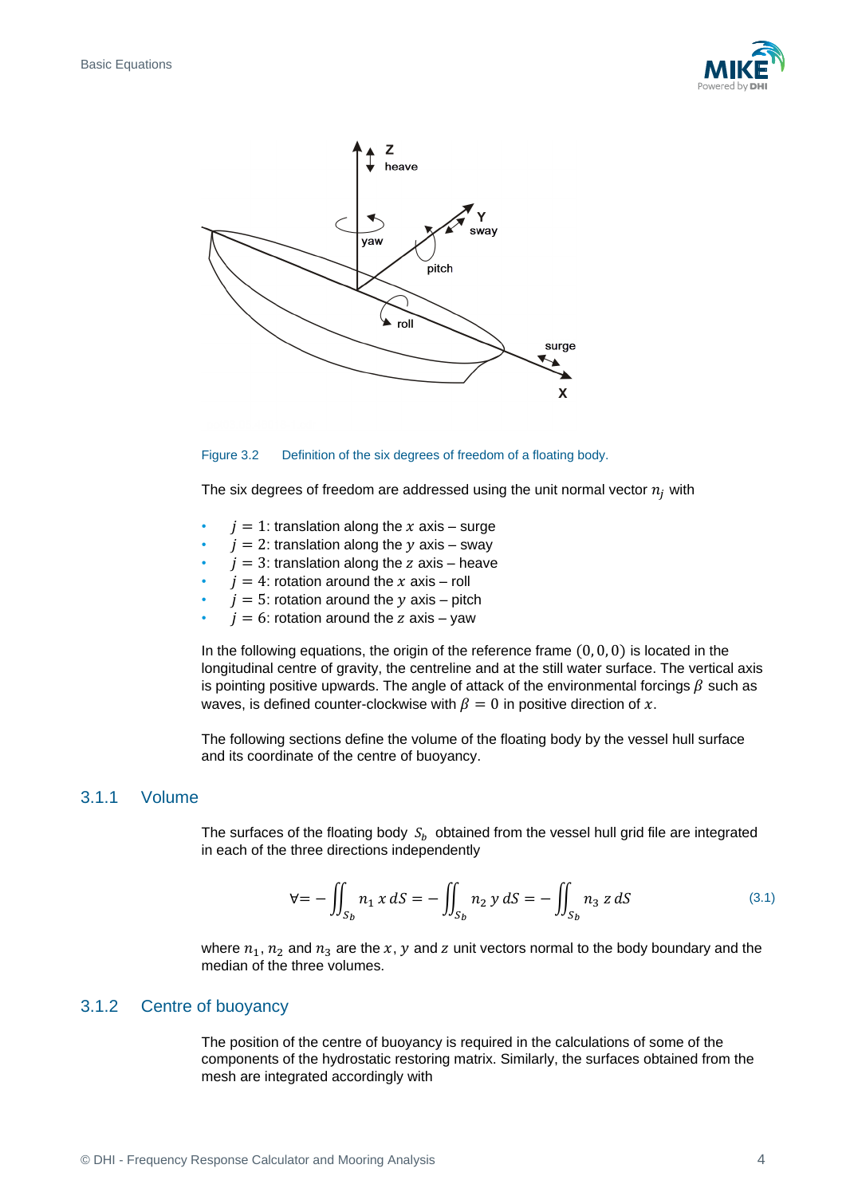Z
heave
yaw
Y
sway
pitch
roll
surge
X

Figure 3.2 Definition of the six degrees of freedom of a floating body.

The six degrees of freedom are addressed using the unit normal vector $n_j$ with

- $j = 1$: translation along the $x$ axis – surge
- $j = 2$: translation along the $y$ axis – sway
- $j = 3$: translation along the $z$ axis – heave
- $j = 4$: rotation around the $x$ axis – roll
- $j = 5$: rotation around the $y$ axis – pitch
- $j = 6$: rotation around the $z$ axis – yaw

In the following equations, the origin of the reference frame $(0, 0, 0)$ is located in the longitudinal centre of gravity, the centreline and at the still water surface. The vertical axis is pointing positive upwards. The angle of attack of the environmental forcings $\beta$ such as waves, is defined counter-clockwise with $\beta = 0$ in positive direction of $x$.

The following sections define the volume of the floating body by the vessel hull surface and its coordinate of the centre of buoyancy.

### 3.1.1 Volume

The surfaces of the floating body $S_b$ obtained from the vessel hull grid file are integrated in each of the three directions independently

$$\forall = -\iint_{S_b} n_1\, x\, dS = -\iint_{S_b} n_2\, y\, dS = -\iint_{S_b} n_3\, z\, dS \tag{3.1}$$

where $n_1$, $n_2$ and $n_3$ are the $x$, $y$ and $z$ unit vectors normal to the body boundary and the median of the three volumes.

### 3.1.2 Centre of buoyancy

The position of the centre of buoyancy is required in the calculations of some of the components of the hydrostatic restoring matrix. Similarly, the surfaces obtained from the mesh are integrated accordingly with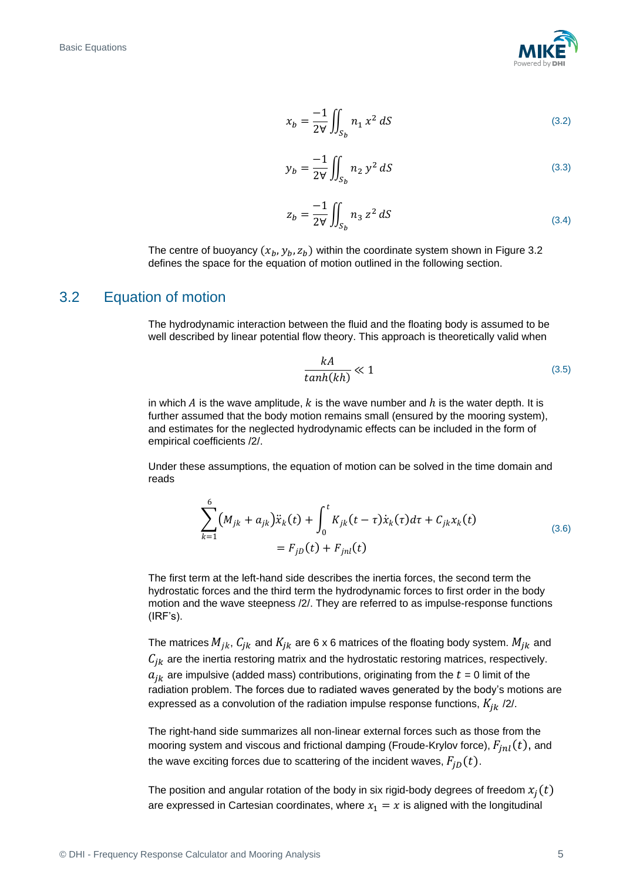$$x_b = \frac{-1}{2\forall} \iint_{S_b} n_1 \, x^2 \, dS \tag{3.2}$$

$$y_b = \frac{-1}{2\forall} \iint_{S_b} n_2 \, y^2 \, dS \tag{3.3}$$

$$z_b = \frac{-1}{2\forall} \iint_{S_b} n_3 \, z^2 \, dS \tag{3.4}$$

The centre of buoyancy $(x_b, y_b, z_b)$ within the coordinate system shown in Figure 3.2 defines the space for the equation of motion outlined in the following section.

## 3.2 Equation of motion

The hydrodynamic interaction between the fluid and the floating body is assumed to be well described by linear potential flow theory. This approach is theoretically valid when

$$\frac{kA}{tanh(kh)} \ll 1 \tag{3.5}$$

in which $A$ is the wave amplitude, $k$ is the wave number and $h$ is the water depth. It is further assumed that the body motion remains small (ensured by the mooring system), and estimates for the neglected hydrodynamic effects can be included in the form of empirical coefficients /2/.

Under these assumptions, the equation of motion can be solved in the time domain and reads

$$\sum_{k=1}^{6} \left(M_{jk} + a_{jk}\right)\ddot{x}_k(t) + \int_0^t K_{jk}(t-\tau)\dot{x}_k(\tau)d\tau + C_{jk}x_k(t) = F_{jD}(t) + F_{jnl}(t) \tag{3.6}$$

The first term at the left-hand side describes the inertia forces, the second term the hydrostatic forces and the third term the hydrodynamic forces to first order in the body motion and the wave steepness /2/. They are referred to as impulse-response functions (IRF's).

The matrices $M_{jk}$, $C_{jk}$ and $K_{jk}$ are 6 x 6 matrices of the floating body system. $M_{jk}$ and $C_{jk}$ are the inertia restoring matrix and the hydrostatic restoring matrices, respectively. $a_{jk}$ are impulsive (added mass) contributions, originating from the $t$ = 0 limit of the radiation problem. The forces due to radiated waves generated by the body's motions are expressed as a convolution of the radiation impulse response functions, $K_{jk}$ /2/.

The right-hand side summarizes all non-linear external forces such as those from the mooring system and viscous and frictional damping (Froude-Krylov force), $F_{jnl}(t)$, and the wave exciting forces due to scattering of the incident waves, $F_{jD}(t)$.

The position and angular rotation of the body in six rigid-body degrees of freedom $x_j(t)$ are expressed in Cartesian coordinates, where $x_1 = x$ is aligned with the longitudinal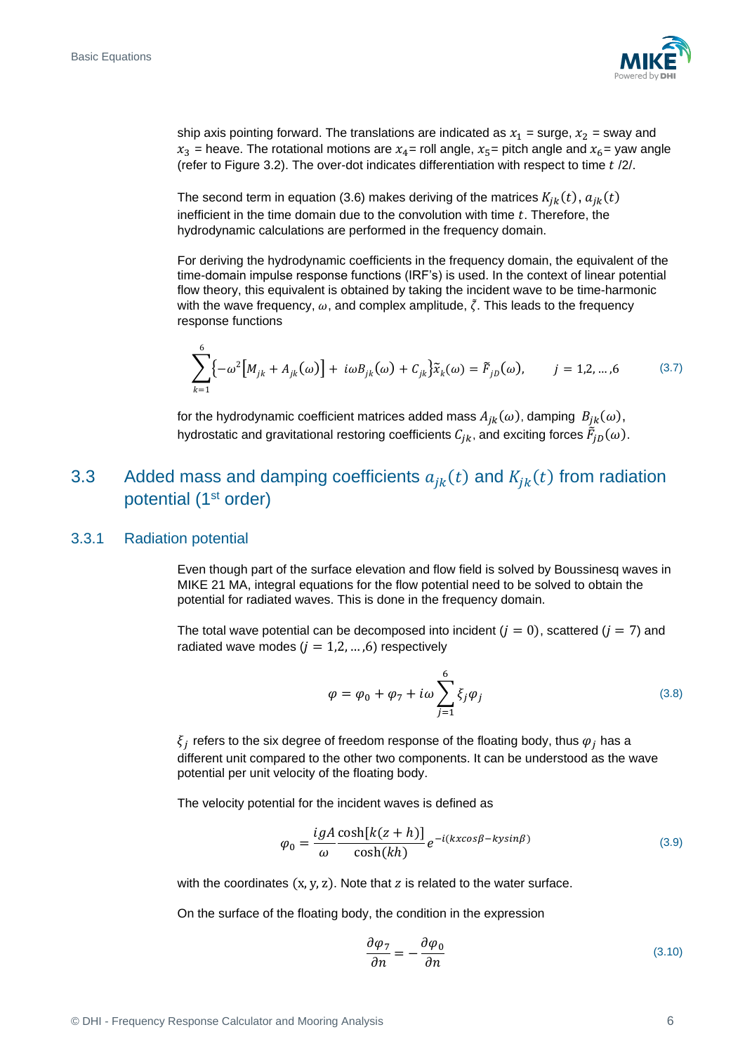ship axis pointing forward. The translations are indicated as $x_1$ = surge, $x_2$ = sway and $x_3$ = heave. The rotational motions are $x_4$= roll angle, $x_5$= pitch angle and $x_6$= yaw angle (refer to Figure 3.2). The over-dot indicates differentiation with respect to time $t$ /2/.

The second term in equation (3.6) makes deriving of the matrices $K_{jk}(t)$, $a_{jk}(t)$ inefficient in the time domain due to the convolution with time $t$. Therefore, the hydrodynamic calculations are performed in the frequency domain.

For deriving the hydrodynamic coefficients in the frequency domain, the equivalent of the time-domain impulse response functions (IRF's) is used. In the context of linear potential flow theory, this equivalent is obtained by taking the incident wave to be time-harmonic with the wave frequency, $\omega$, and complex amplitude, $\tilde{\zeta}$. This leads to the frequency response functions

$$\sum_{k=1}^{6}\left\{-\omega^2\left[M_{jk}+A_{jk}(\omega)\right]+\ i\omega B_{jk}(\omega)+C_{jk}\right\}\tilde{x}_k(\omega)=\tilde{F}_{jD}(\omega), \qquad j=1,2,\dots,6 \tag{3.7}$$

for the hydrodynamic coefficient matrices added mass $A_{jk}(\omega)$, damping $B_{jk}(\omega)$, hydrostatic and gravitational restoring coefficients $C_{jk}$, and exciting forces $\tilde{F}_{jD}(\omega)$.

## 3.3 Added mass and damping coefficients $a_{jk}(t)$ and $K_{jk}(t)$ from radiation potential (1st order)

### 3.3.1 Radiation potential

Even though part of the surface elevation and flow field is solved by Boussinesq waves in MIKE 21 MA, integral equations for the flow potential need to be solved to obtain the potential for radiated waves. This is done in the frequency domain.

The total wave potential can be decomposed into incident ($j=0$), scattered ($j=7$) and radiated wave modes ($j=1,2,\dots,6$) respectively

$$\varphi=\varphi_0+\varphi_7+i\omega\sum_{j=1}^{6}\xi_j\varphi_j \tag{3.8}$$

$\xi_j$ refers to the six degree of freedom response of the floating body, thus $\varphi_j$ has a different unit compared to the other two components. It can be understood as the wave potential per unit velocity of the floating body.

The velocity potential for the incident waves is defined as

$$\varphi_0=\frac{igA}{\omega}\frac{\cosh[k(z+h)]}{\cosh(kh)}e^{-i(kx\cos\beta-ky\sin\beta)} \tag{3.9}$$

with the coordinates $(x,y,z)$. Note that $z$ is related to the water surface.

On the surface of the floating body, the condition in the expression

$$\frac{\partial\varphi_7}{\partial n}=-\frac{\partial\varphi_0}{\partial n} \tag{3.10}$$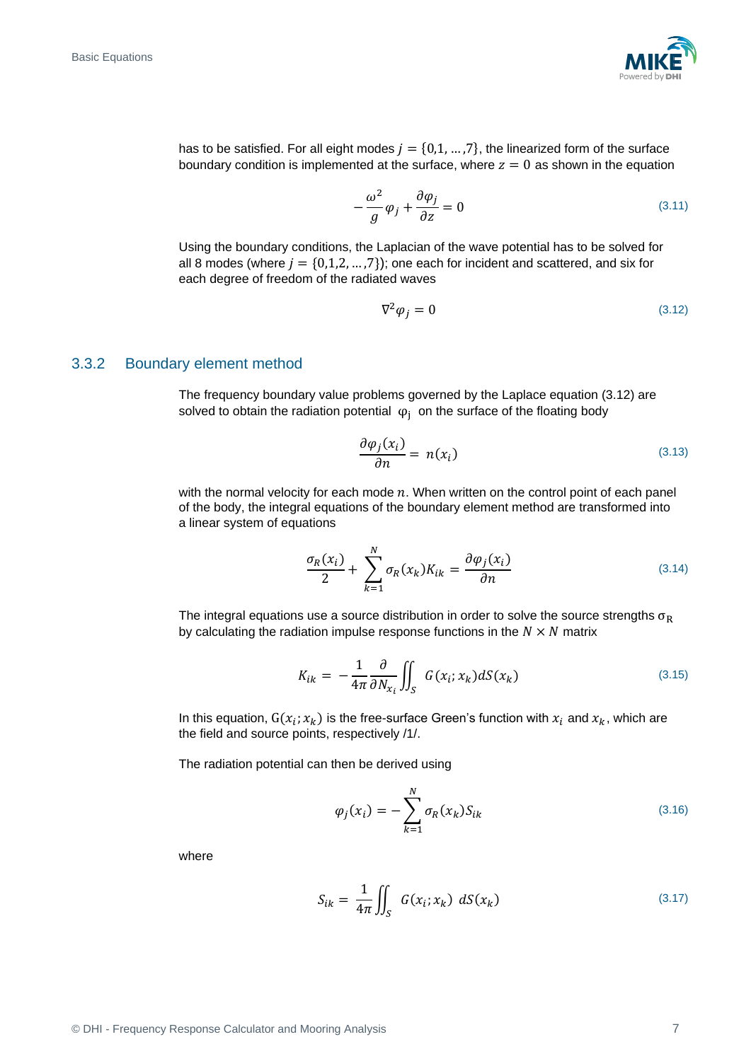has to be satisfied. For all eight modes $j = \{0,1, \dots ,7\}$, the linearized form of the surface boundary condition is implemented at the surface, where $z = 0$ as shown in the equation

$$-\frac{\omega^2}{g}\varphi_j + \frac{\partial \varphi_j}{\partial z} = 0 \tag{3.11}$$

Using the boundary conditions, the Laplacian of the wave potential has to be solved for all 8 modes (where $j = \{0,1,2, \dots ,7\}$); one each for incident and scattered, and six for each degree of freedom of the radiated waves

$$\nabla^2 \varphi_j = 0 \tag{3.12}$$

### 3.3.2 Boundary element method

The frequency boundary value problems governed by the Laplace equation (3.12) are solved to obtain the radiation potential $\varphi_j$ on the surface of the floating body

$$\frac{\partial \varphi_j(x_i)}{\partial n} = n(x_i) \tag{3.13}$$

with the normal velocity for each mode $n$. When written on the control point of each panel of the body, the integral equations of the boundary element method are transformed into a linear system of equations

$$\frac{\sigma_R(x_i)}{2} + \sum_{k=1}^{N} \sigma_R(x_k) K_{ik} = \frac{\partial \varphi_j(x_i)}{\partial n} \tag{3.14}$$

The integral equations use a source distribution in order to solve the source strengths $\sigma_R$ by calculating the radiation impulse response functions in the $N \times N$ matrix

$$K_{ik} = -\frac{1}{4\pi} \frac{\partial}{\partial N_{x_i}} \iint_S G(x_i; x_k) dS(x_k) \tag{3.15}$$

In this equation, $G(x_i; x_k)$ is the free-surface Green's function with $x_i$ and $x_k$, which are the field and source points, respectively /1/.

The radiation potential can then be derived using

$$\varphi_j(x_i) = -\sum_{k=1}^{N} \sigma_R(x_k) S_{ik} \tag{3.16}$$

where

$$S_{ik} = \frac{1}{4\pi} \iint_S G(x_i; x_k) \; dS(x_k) \tag{3.17}$$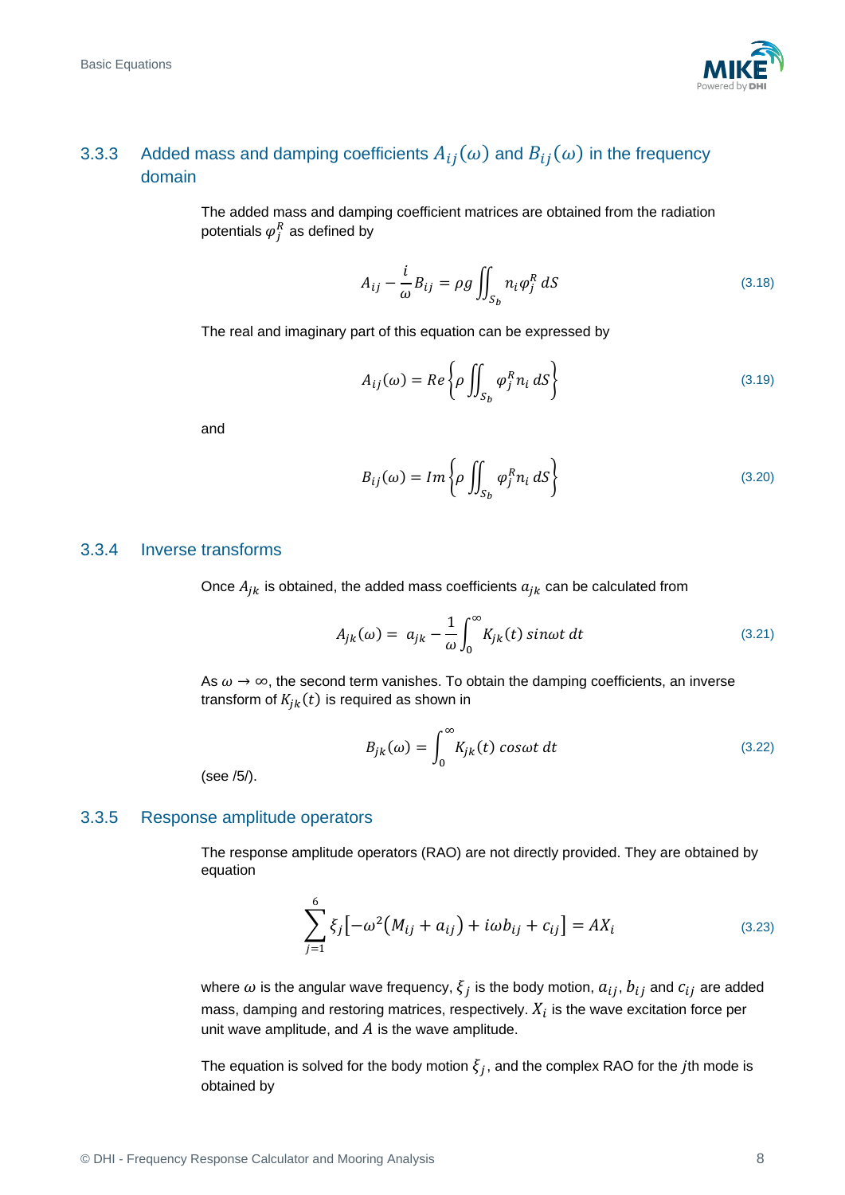### 3.3.3 Added mass and damping coefficients $A_{ij}(\omega)$ and $B_{ij}(\omega)$ in the frequency domain

The added mass and damping coefficient matrices are obtained from the radiation potentials $\varphi_j^R$ as defined by

$$A_{ij} - \frac{i}{\omega} B_{ij} = \rho g \iint_{S_b} n_i \varphi_j^R \, dS \tag{3.18}$$

The real and imaginary part of this equation can be expressed by

$$A_{ij}(\omega) = Re\left\{\rho \iint_{S_b} \varphi_j^R n_i \, dS\right\} \tag{3.19}$$

and

$$B_{ij}(\omega) = Im\left\{\rho \iint_{S_b} \varphi_j^R n_i \, dS\right\} \tag{3.20}$$

### 3.3.4 Inverse transforms

Once $A_{jk}$ is obtained, the added mass coefficients $a_{jk}$ can be calculated from

$$A_{jk}(\omega) = \; a_{jk} - \frac{1}{\omega} \int_0^\infty K_{jk}(t) \, sin\omega t \; dt \tag{3.21}$$

As $\omega \to \infty$, the second term vanishes. To obtain the damping coefficients, an inverse transform of $K_{jk}(t)$ is required as shown in

$$B_{jk}(\omega) = \int_0^\infty K_{jk}(t) \, cos\omega t \; dt \tag{3.22}$$

(see /5/).

### 3.3.5 Response amplitude operators

The response amplitude operators (RAO) are not directly provided. They are obtained by equation

$$\sum_{j=1}^{6} \xi_j \left[-\omega^2\left(M_{ij} + a_{ij}\right) + i\omega b_{ij} + c_{ij}\right] = AX_i \tag{3.23}$$

where $\omega$ is the angular wave frequency, $\xi_j$ is the body motion, $a_{ij}$, $b_{ij}$ and $c_{ij}$ are added mass, damping and restoring matrices, respectively. $X_i$ is the wave excitation force per unit wave amplitude, and $A$ is the wave amplitude.

The equation is solved for the body motion $\xi_j$, and the complex RAO for the $j$th mode is obtained by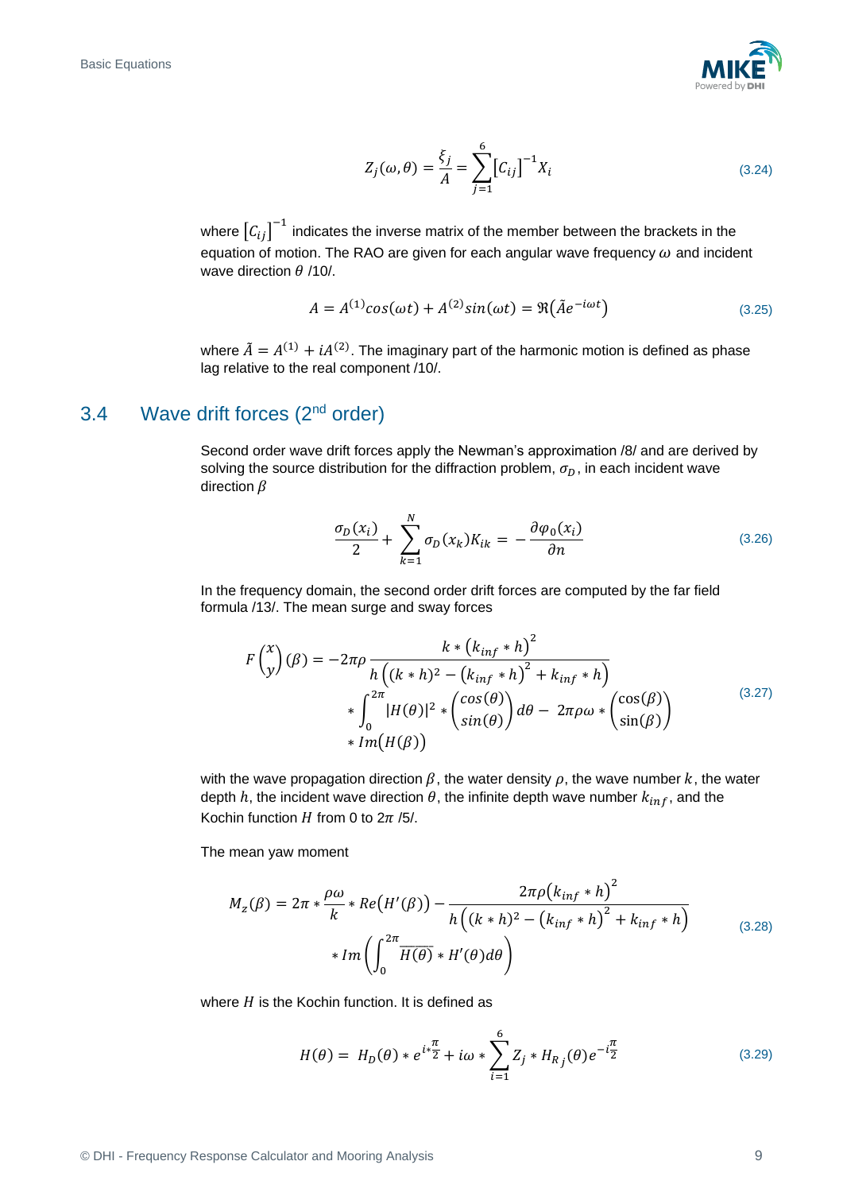$$Z_j(\omega,\theta) = \frac{\xi_j}{A} = \sum_{j=1}^{6} \left[C_{ij}\right]^{-1} X_i \tag{3.24}$$

where $\left[C_{ij}\right]^{-1}$ indicates the inverse matrix of the member between the brackets in the equation of motion. The RAO are given for each angular wave frequency $\omega$ and incident wave direction $\theta$ /10/.

$$A = A^{(1)} cos(\omega t) + A^{(2)} sin(\omega t) = \Re\left(\tilde{A} e^{-i\omega t}\right) \tag{3.25}$$

where $\tilde{A} = A^{(1)} + iA^{(2)}$. The imaginary part of the harmonic motion is defined as phase lag relative to the real component /10/.

## 3.4 Wave drift forces (2nd order)

Second order wave drift forces apply the Newman's approximation /8/ and are derived by solving the source distribution for the diffraction problem, $\sigma_D$, in each incident wave direction $\beta$

$$\frac{\sigma_D(x_i)}{2} + \sum_{k=1}^{N} \sigma_D(x_k) K_{ik} = -\frac{\partial \varphi_0(x_i)}{\partial n} \tag{3.26}$$

In the frequency domain, the second order drift forces are computed by the far field formula /13/. The mean surge and sway forces

$$F\binom{x}{y}(\beta) = -2\pi\rho \frac{k * \left(k_{inf} * h\right)^2}{h\left((k * h)^2 - \left(k_{inf} * h\right)^2 + k_{inf} * h\right)} * \int_0^{2\pi} |H(\theta)|^2 * \binom{cos(\theta)}{sin(\theta)} d\theta - 2\pi\rho\omega * \binom{\cos(\beta)}{\sin(\beta)} * Im\big(H(\beta)\big) \tag{3.27}$$

with the wave propagation direction $\beta$, the water density $\rho$, the wave number $k$, the water depth $h$, the incident wave direction $\theta$, the infinite depth wave number $k_{inf}$, and the Kochin function $H$ from 0 to $2\pi$ /5/.

The mean yaw moment

$$M_z(\beta) = 2\pi * \frac{\rho\omega}{k} * Re\big(H'(\beta)\big) - \frac{2\pi\rho\left(k_{inf} * h\right)^2}{h\left((k * h)^2 - \left(k_{inf} * h\right)^2 + k_{inf} * h\right)} * Im\left(\int_0^{2\pi} \overline{H(\theta)} * H'(\theta) d\theta\right) \tag{3.28}$$

where $H$ is the Kochin function. It is defined as

$$H(\theta) = H_D(\theta) * e^{i*\frac{\pi}{2}} + i\omega * \sum_{i=1}^{6} Z_j * H_{R\,j}(\theta) e^{-i\frac{\pi}{2}} \tag{3.29}$$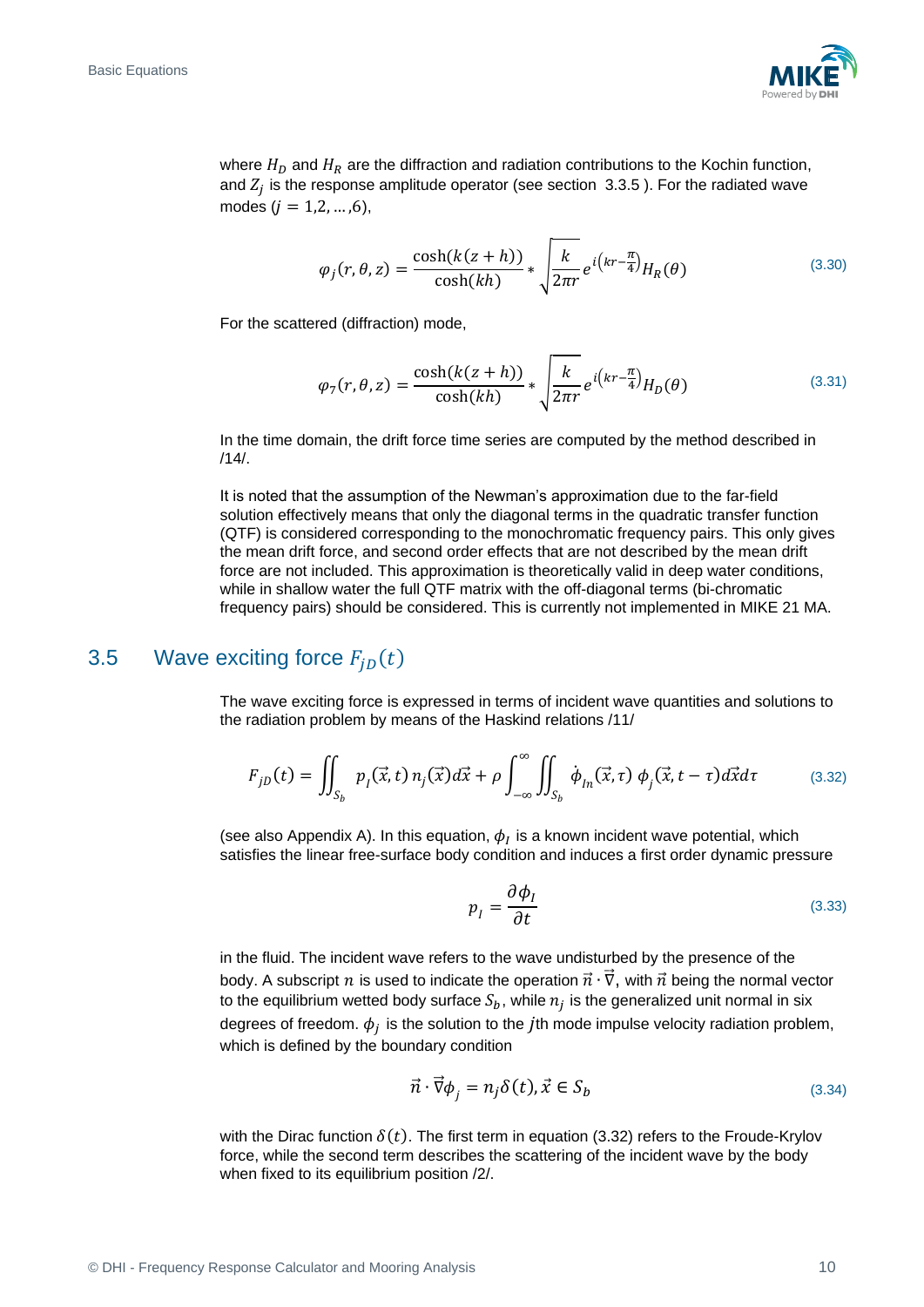where $H_D$ and $H_R$ are the diffraction and radiation contributions to the Kochin function, and $Z_j$ is the response amplitude operator (see section 3.3.5 ). For the radiated wave modes ($j = 1,2, \dots ,6$),

$$\varphi_j(r,\theta,z) = \frac{\cosh(k(z+h))}{\cosh(kh)} * \sqrt{\frac{k}{2\pi r}} e^{i\left(kr-\frac{\pi}{4}\right)} H_R(\theta) \tag{3.30}$$

For the scattered (diffraction) mode,

$$\varphi_7(r,\theta,z) = \frac{\cosh(k(z+h))}{\cosh(kh)} * \sqrt{\frac{k}{2\pi r}} e^{i\left(kr-\frac{\pi}{4}\right)} H_D(\theta) \tag{3.31}$$

In the time domain, the drift force time series are computed by the method described in /14/.

It is noted that the assumption of the Newman's approximation due to the far-field solution effectively means that only the diagonal terms in the quadratic transfer function (QTF) is considered corresponding to the monochromatic frequency pairs. This only gives the mean drift force, and second order effects that are not described by the mean drift force are not included. This approximation is theoretically valid in deep water conditions, while in shallow water the full QTF matrix with the off-diagonal terms (bi-chromatic frequency pairs) should be considered. This is currently not implemented in MIKE 21 MA.

## 3.5 Wave exciting force $F_{jD}(t)$

The wave exciting force is expressed in terms of incident wave quantities and solutions to the radiation problem by means of the Haskind relations /11/

$$F_{jD}(t) = \iint_{S_b} p_I(\vec{x},t)\, n_j(\vec{x}) d\vec{x} + \rho \int_{-\infty}^{\infty} \iint_{S_b} \dot{\phi}_{In}(\vec{x},\tau)\, \phi_j(\vec{x}, t-\tau) d\vec{x} d\tau \tag{3.32}$$

(see also Appendix A). In this equation, $\phi_I$ is a known incident wave potential, which satisfies the linear free-surface body condition and induces a first order dynamic pressure

$$p_I = \frac{\partial \phi_I}{\partial t} \tag{3.33}$$

in the fluid. The incident wave refers to the wave undisturbed by the presence of the body. A subscript $n$ is used to indicate the operation $\vec{n} \cdot \vec{\nabla}$, with $\vec{n}$ being the normal vector to the equilibrium wetted body surface $S_b$, while $n_j$ is the generalized unit normal in six degrees of freedom. $\phi_j$ is the solution to the $j$th mode impulse velocity radiation problem, which is defined by the boundary condition

$$\vec{n} \cdot \vec{\nabla} \phi_j = n_j \delta(t), \vec{x} \in S_b \tag{3.34}$$

with the Dirac function $\delta(t)$. The first term in equation (3.32) refers to the Froude-Krylov force, while the second term describes the scattering of the incident wave by the body when fixed to its equilibrium position /2/.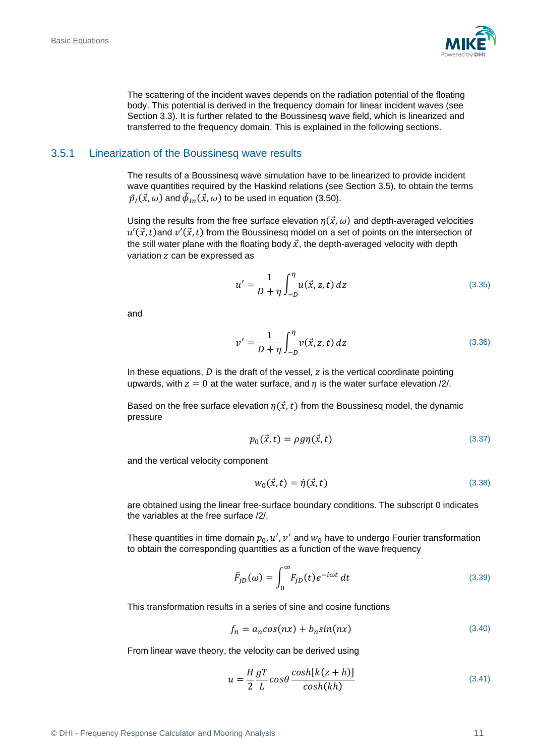The scattering of the incident waves depends on the radiation potential of the floating body. This potential is derived in the frequency domain for linear incident waves (see Section 3.3). It is further related to the Boussinesq wave field, which is linearized and transferred to the frequency domain. This is explained in the following sections.

### 3.5.1 Linearization of the Boussinesq wave results

The results of a Boussinesq wave simulation have to be linearized to provide incident wave quantities required by the Haskind relations (see Section 3.5), to obtain the terms $\tilde{p}_I(\vec{x},\omega)$ and $\tilde{\phi}_{In}(\vec{x},\omega)$ to be used in equation (3.50).

Using the results from the free surface elevation $\eta(\vec{x},\omega)$ and depth-averaged velocities $u'(\vec{x},t)$and $v'(\vec{x},t)$ from the Boussinesq model on a set of points on the intersection of the still water plane with the floating body $\vec{x}$, the depth-averaged velocity with depth variation $z$ can be expressed as

$$u' = \frac{1}{D+\eta}\int_{-D}^{\eta} u(\vec{x},z,t)\,dz \tag{3.35}$$

and

$$v' = \frac{1}{D+\eta}\int_{-D}^{\eta} v(\vec{x},z,t)\,dz \tag{3.36}$$

In these equations, $D$ is the draft of the vessel, $z$ is the vertical coordinate pointing upwards, with $z = 0$ at the water surface, and $\eta$ is the water surface elevation /2/.

Based on the free surface elevation $\eta(\vec{x},t)$ from the Boussinesq model, the dynamic pressure

$$p_0(\vec{x},t) = \rho g \eta(\vec{x},t) \tag{3.37}$$

and the vertical velocity component

$$w_0(\vec{x},t) = \dot{\eta}(\vec{x},t) \tag{3.38}$$

are obtained using the linear free-surface boundary conditions. The subscript 0 indicates the variables at the free surface /2/.

These quantities in time domain $p_0, u', v'$ and $w_0$ have to undergo Fourier transformation to obtain the corresponding quantities as a function of the wave frequency

$$\tilde{F}_{jD}(\omega) = \int_0^{\infty} F_{jD}(t)e^{-i\omega t}\,dt \tag{3.39}$$

This transformation results in a series of sine and cosine functions

$$f_n = a_n cos(nx) + b_n sin(nx) \tag{3.40}$$

From linear wave theory, the velocity can be derived using

$$u = \frac{H}{2}\frac{gT}{L}cos\theta\,\frac{cosh[k(z+h)]}{cosh(kh)} \tag{3.41}$$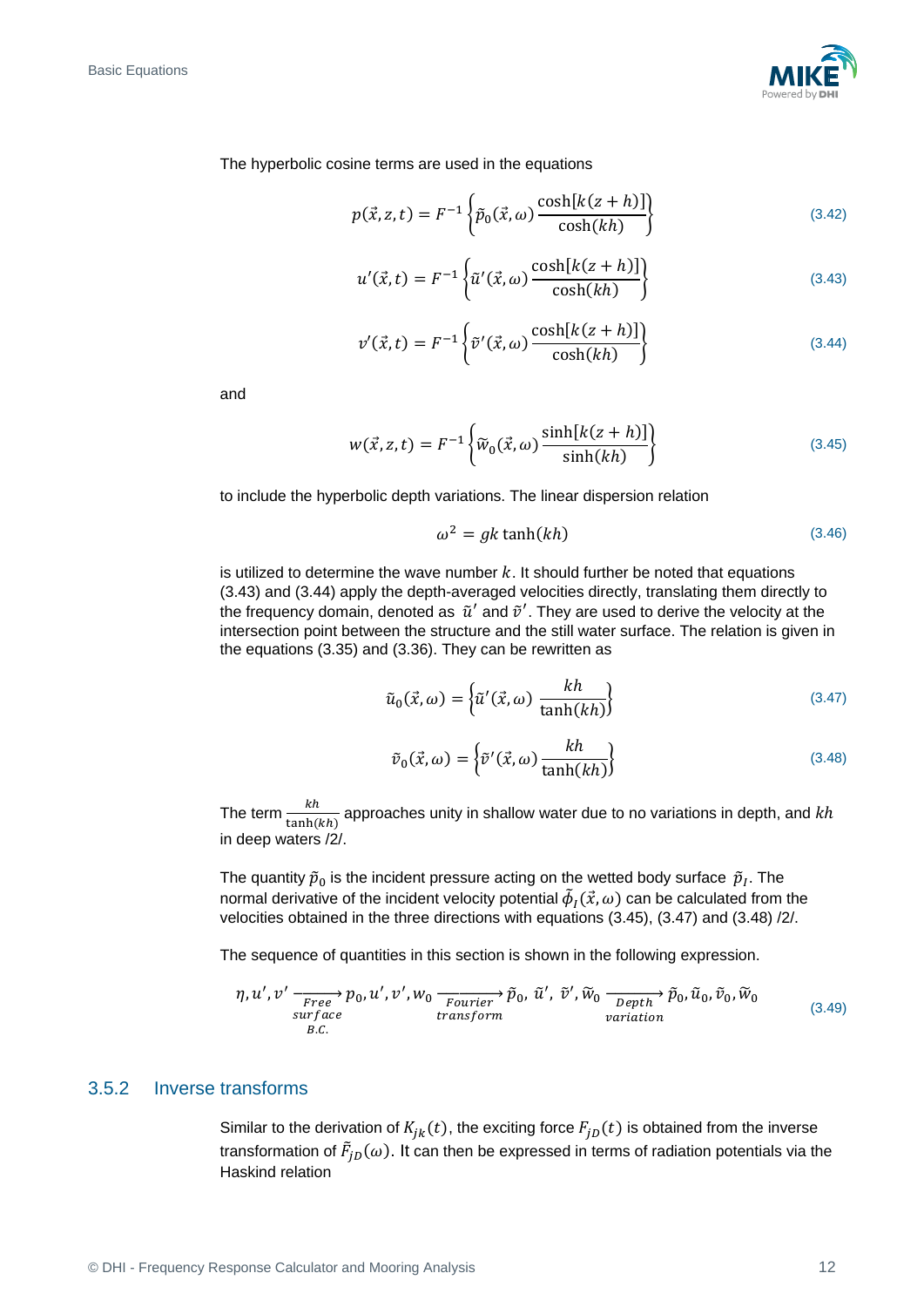The hyperbolic cosine terms are used in the equations

$$p(\vec{x},z,t) = F^{-1}\left\{\tilde{p}_0(\vec{x},\omega)\frac{\cosh[k(z+h)]}{\cosh(kh)}\right\} \tag{3.42}$$

$$u'(\vec{x},t) = F^{-1}\left\{\tilde{u}'(\vec{x},\omega)\frac{\cosh[k(z+h)]}{\cosh(kh)}\right\} \tag{3.43}$$

$$v'(\vec{x},t) = F^{-1}\left\{\tilde{v}'(\vec{x},\omega)\frac{\cosh[k(z+h)]}{\cosh(kh)}\right\} \tag{3.44}$$

and

$$w(\vec{x},z,t) = F^{-1}\left\{\tilde{w}_0(\vec{x},\omega)\frac{\sinh[k(z+h)]}{\sinh(kh)}\right\} \tag{3.45}$$

to include the hyperbolic depth variations. The linear dispersion relation

$$\omega^2 = gk\tanh(kh) \tag{3.46}$$

is utilized to determine the wave number $k$. It should further be noted that equations (3.43) and (3.44) apply the depth-averaged velocities directly, translating them directly to the frequency domain, denoted as $\tilde{u}'$ and $\tilde{v}'$. They are used to derive the velocity at the intersection point between the structure and the still water surface. The relation is given in the equations (3.35) and (3.36). They can be rewritten as

$$\tilde{u}_0(\vec{x},\omega) = \left\{\tilde{u}'(\vec{x},\omega)\ \frac{kh}{\tanh(kh)}\right\} \tag{3.47}$$

$$\tilde{v}_0(\vec{x},\omega) = \left\{\tilde{v}'(\vec{x},\omega)\ \frac{kh}{\tanh(kh)}\right\} \tag{3.48}$$

The term $\frac{kh}{\tanh(kh)}$ approaches unity in shallow water due to no variations in depth, and $kh$ in deep waters /2/.

The quantity $\tilde{p}_0$ is the incident pressure acting on the wetted body surface $\tilde{p}_I$. The normal derivative of the incident velocity potential $\tilde{\phi}_I(\vec{x},\omega)$ can be calculated from the velocities obtained in the three directions with equations (3.45), (3.47) and (3.48) /2/.

The sequence of quantities in this section is shown in the following expression.

$$\eta, u', v' \xrightarrow[\substack{Free\\surface\\B.C.}]{} p_0, u', v', w_0 \xrightarrow[\substack{Fourier\\transform}]{} \tilde{p}_0,\ \tilde{u}',\ \tilde{v}', \tilde{w}_0 \xrightarrow[\substack{Depth\\variation}]{} \tilde{p}_0, \tilde{u}_0, \tilde{v}_0, \tilde{w}_0 \tag{3.49}$$

### 3.5.2 Inverse transforms

Similar to the derivation of $K_{jk}(t)$, the exciting force $F_{jD}(t)$ is obtained from the inverse transformation of $\tilde{F}_{jD}(\omega)$. It can then be expressed in terms of radiation potentials via the Haskind relation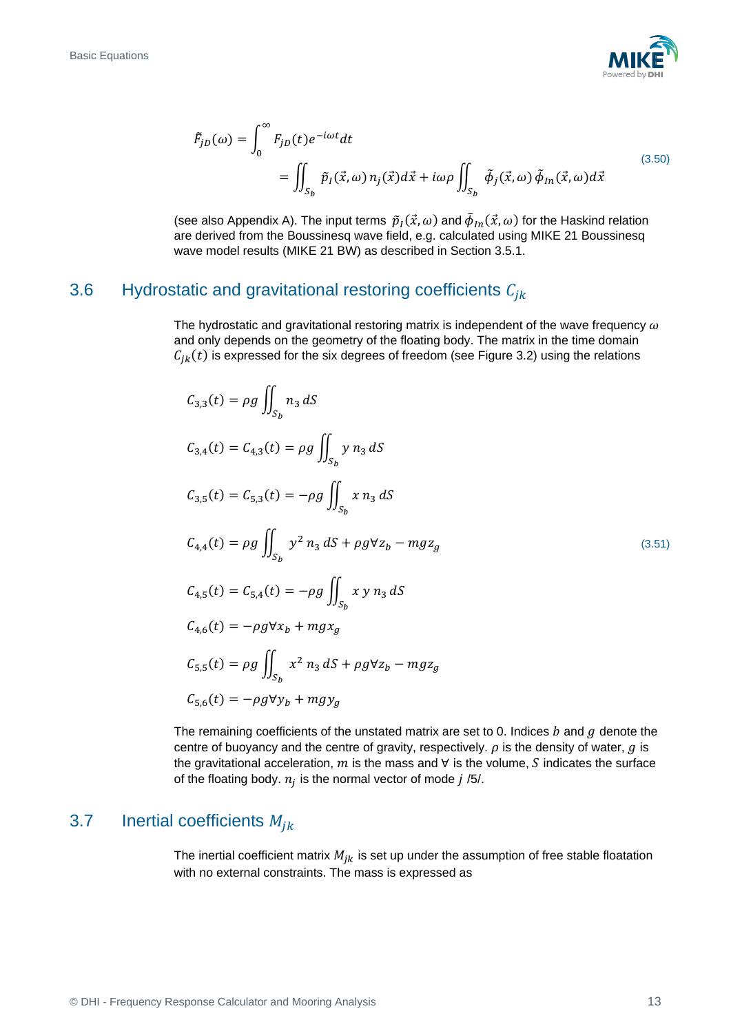$$\tilde{F}_{jD}(\omega) = \int_0^\infty F_{jD}(t) e^{-i\omega t} dt$$
$$= \iint_{S_b} \tilde{p}_I(\vec{x},\omega)\, n_j(\vec{x}) d\vec{x} + i\omega\rho \iint_{S_b} \tilde{\phi}_j(\vec{x},\omega)\, \tilde{\phi}_{In}(\vec{x},\omega) d\vec{x} \tag{3.50}$$

(see also Appendix A). The input terms $\tilde{p}_I(\vec{x},\omega)$ and $\tilde{\phi}_{In}(\vec{x},\omega)$ for the Haskind relation are derived from the Boussinesq wave field, e.g. calculated using MIKE 21 Boussinesq wave model results (MIKE 21 BW) as described in Section 3.5.1.

## 3.6 Hydrostatic and gravitational restoring coefficients $C_{jk}$

The hydrostatic and gravitational restoring matrix is independent of the wave frequency $\omega$ and only depends on the geometry of the floating body. The matrix in the time domain $C_{jk}(t)$ is expressed for the six degrees of freedom (see Figure 3.2) using the relations

$$
\begin{aligned}
C_{3,3}(t) &= \rho g \iint_{S_b} n_3\, dS \\
C_{3,4}(t) = C_{4,3}(t) &= \rho g \iint_{S_b} y\, n_3\, dS \\
C_{3,5}(t) = C_{5,3}(t) &= -\rho g \iint_{S_b} x\, n_3\, dS \\
C_{4,4}(t) &= \rho g \iint_{S_b} y^2\, n_3\, dS + \rho g \forall z_b - m g z_g \\
C_{4,5}(t) = C_{5,4}(t) &= -\rho g \iint_{S_b} x\, y\, n_3\, dS \\
C_{4,6}(t) &= -\rho g \forall x_b + m g x_g \\
C_{5,5}(t) &= \rho g \iint_{S_b} x^2\, n_3\, dS + \rho g \forall z_b - m g z_g \\
C_{5,6}(t) &= -\rho g \forall y_b + m g y_g
\end{aligned}
\tag{3.51}
$$

The remaining coefficients of the unstated matrix are set to 0. Indices $b$ and $g$ denote the centre of buoyancy and the centre of gravity, respectively. $\rho$ is the density of water, $g$ is the gravitational acceleration, $m$ is the mass and $\forall$ is the volume, $S$ indicates the surface of the floating body. $n_j$ is the normal vector of mode $j$ /5/.

## 3.7 Inertial coefficients $M_{jk}$

The inertial coefficient matrix $M_{jk}$ is set up under the assumption of free stable floatation with no external constraints. The mass is expressed as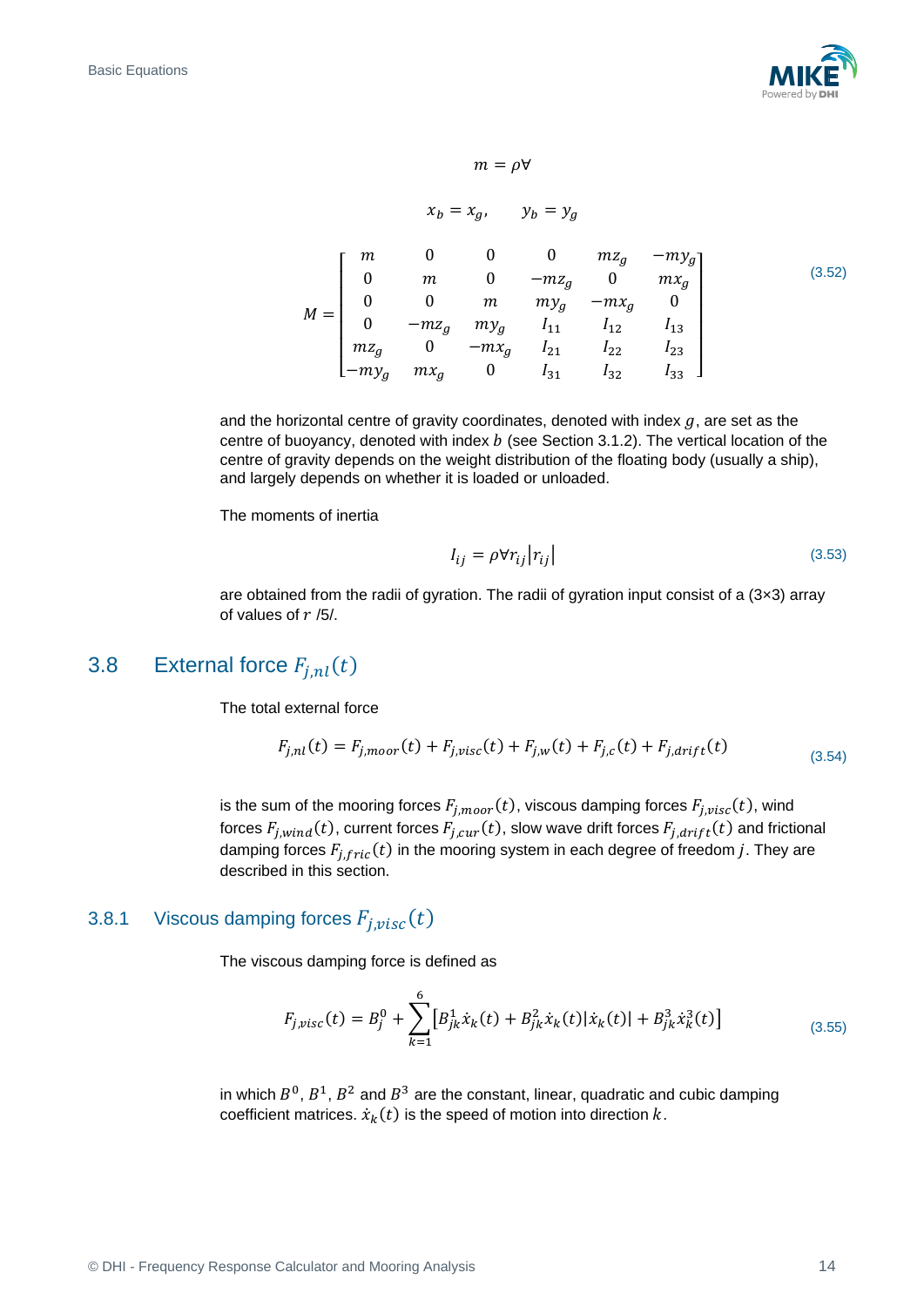$$m = \rho \forall$$

$$x_b = x_g, \quad y_b = y_g$$

$$M = \begin{bmatrix} m & 0 & 0 & 0 & mz_g & -my_g \\ 0 & m & 0 & -mz_g & 0 & mx_g \\ 0 & 0 & m & my_g & -mx_g & 0 \\ 0 & -mz_g & my_g & I_{11} & I_{12} & I_{13} \\ mz_g & 0 & -mx_g & I_{21} & I_{22} & I_{23} \\ -my_g & mx_g & 0 & I_{31} & I_{32} & I_{33} \end{bmatrix} \tag{3.52}$$

and the horizontal centre of gravity coordinates, denoted with index $g$, are set as the centre of buoyancy, denoted with index $b$ (see Section 3.1.2). The vertical location of the centre of gravity depends on the weight distribution of the floating body (usually a ship), and largely depends on whether it is loaded or unloaded.

The moments of inertia

$$I_{ij} = \rho \forall r_{ij} |r_{ij}| \tag{3.53}$$

are obtained from the radii of gyration. The radii of gyration input consist of a (3×3) array of values of $r$ /5/.

## 3.8 External force $F_{j,nl}(t)$

The total external force

$$F_{j,nl}(t) = F_{j,moor}(t) + F_{j,visc}(t) + F_{j,w}(t) + F_{j,c}(t) + F_{j,drift}(t) \tag{3.54}$$

is the sum of the mooring forces $F_{j,moor}(t)$, viscous damping forces $F_{j,visc}(t)$, wind forces $F_{j,wind}(t)$, current forces $F_{j,cur}(t)$, slow wave drift forces $F_{j,drift}(t)$ and frictional damping forces $F_{j,fric}(t)$ in the mooring system in each degree of freedom $j$. They are described in this section.

### 3.8.1 Viscous damping forces $F_{j,visc}(t)$

The viscous damping force is defined as

$$F_{j,visc}(t) = B_j^0 + \sum_{k=1}^{6} \left[ B_{jk}^1 \dot{x}_k(t) + B_{jk}^2 \dot{x}_k(t) |\dot{x}_k(t)| + B_{jk}^3 \dot{x}_k^3(t) \right] \tag{3.55}$$

in which $B^0$, $B^1$, $B^2$ and $B^3$ are the constant, linear, quadratic and cubic damping coefficient matrices. $\dot{x}_k(t)$ is the speed of motion into direction $k$.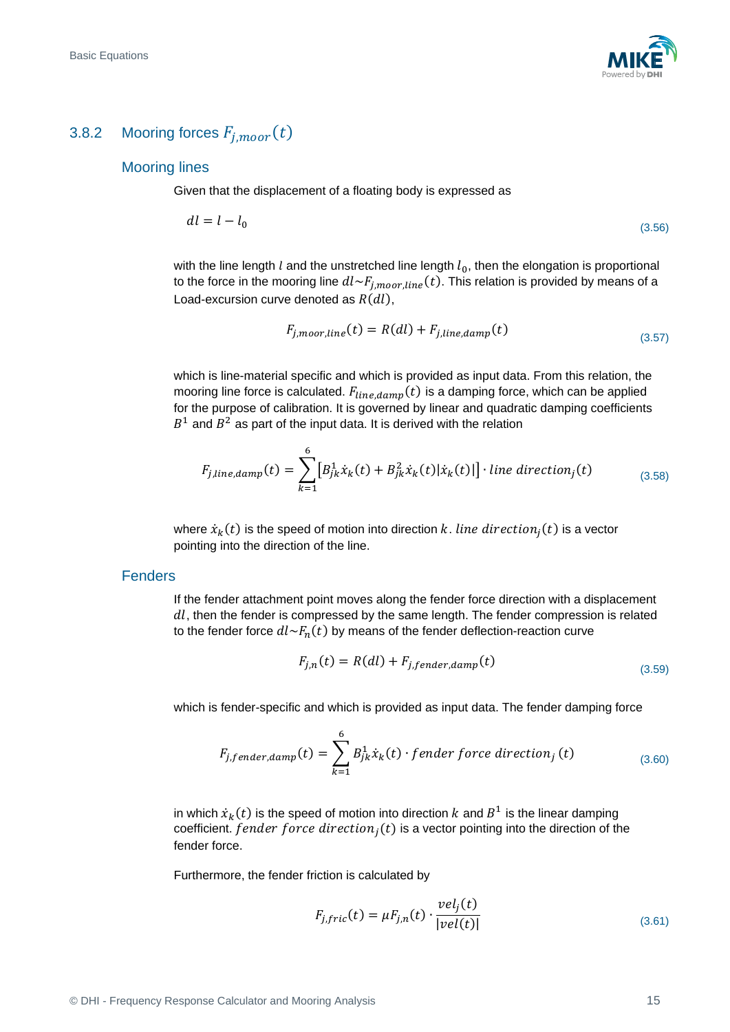### 3.8.2 Mooring forces $F_{j,moor}(t)$

#### Mooring lines

Given that the displacement of a floating body is expressed as

$$dl = l - l_0 \tag{3.56}$$

with the line length $l$ and the unstretched line length $l_0$, then the elongation is proportional to the force in the mooring line $dl \sim F_{j,moor,line}(t)$. This relation is provided by means of a Load-excursion curve denoted as $R(dl)$,

$$F_{j,moor,line}(t) = R(dl) + F_{j,line,damp}(t) \tag{3.57}$$

which is line-material specific and which is provided as input data. From this relation, the mooring line force is calculated. $F_{line,damp}(t)$ is a damping force, which can be applied for the purpose of calibration. It is governed by linear and quadratic damping coefficients $B^1$ and $B^2$ as part of the input data. It is derived with the relation

$$F_{j,line,damp}(t) = \sum_{k=1}^{6} \left[ B_{jk}^1 \dot{x}_k(t) + B_{jk}^2 \dot{x}_k(t) |\dot{x}_k(t)| \right] \cdot line\ direction_j(t) \tag{3.58}$$

where $\dot{x}_k(t)$ is the speed of motion into direction $k$. $line\ direction_j(t)$ is a vector pointing into the direction of the line.

#### Fenders

If the fender attachment point moves along the fender force direction with a displacement $dl$, then the fender is compressed by the same length. The fender compression is related to the fender force $dl \sim F_n(t)$ by means of the fender deflection-reaction curve

$$F_{j,n}(t) = R(dl) + F_{j,fender,damp}(t) \tag{3.59}$$

which is fender-specific and which is provided as input data. The fender damping force

$$F_{j,fender,damp}(t) = \sum_{k=1}^{6} B_{jk}^1 \dot{x}_k(t) \cdot fender\ force\ direction_j\,(t) \tag{3.60}$$

in which $\dot{x}_k(t)$ is the speed of motion into direction $k$ and $B^1$ is the linear damping coefficient. $fender\ force\ direction_j(t)$ is a vector pointing into the direction of the fender force.

Furthermore, the fender friction is calculated by

$$F_{j,fric}(t) = \mu F_{j,n}(t) \cdot \frac{vel_j(t)}{|vel(t)|} \tag{3.61}$$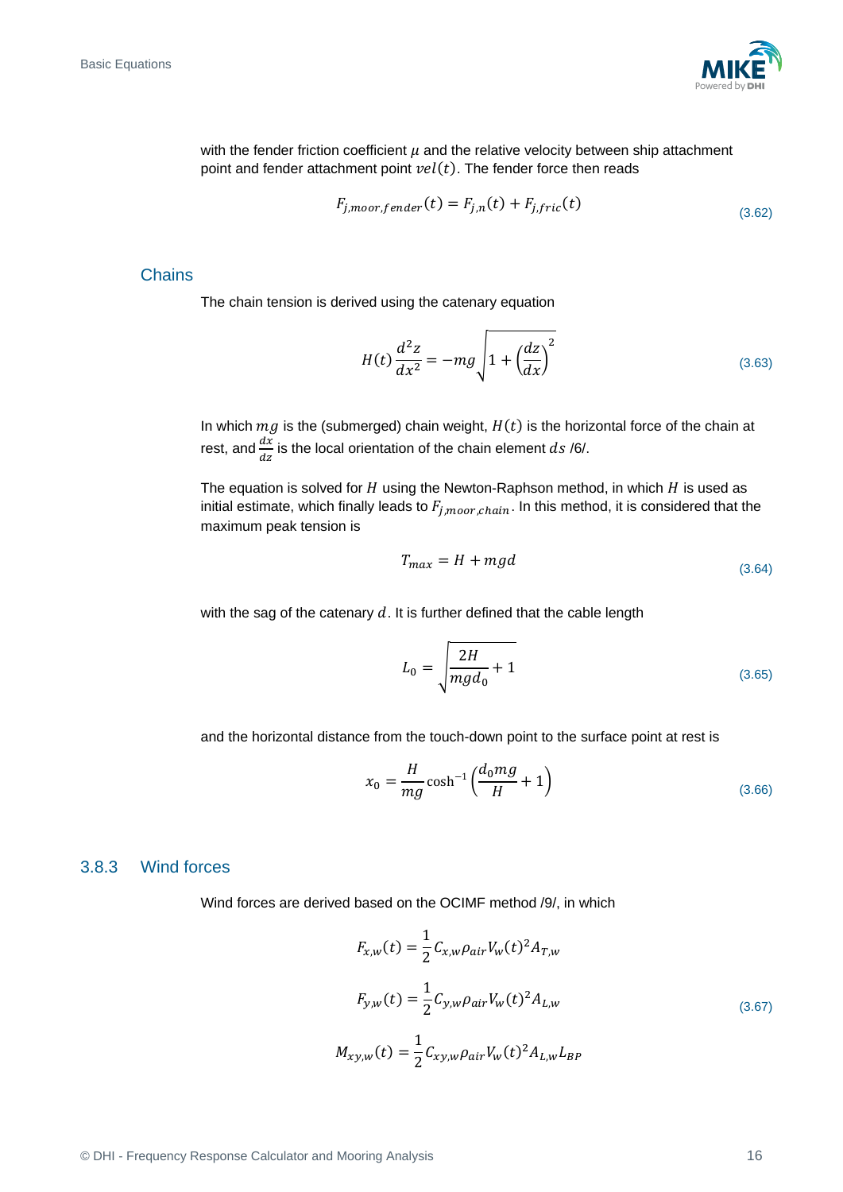with the fender friction coefficient $\mu$ and the relative velocity between ship attachment point and fender attachment point $vel(t)$. The fender force then reads

$$F_{j,moor,fender}(t) = F_{j,n}(t) + F_{j,fric}(t) \tag{3.62}$$

### Chains

The chain tension is derived using the catenary equation

$$H(t)\frac{d^2z}{dx^2} = -mg\sqrt{1 + \left(\frac{dz}{dx}\right)^2} \tag{3.63}$$

In which $mg$ is the (submerged) chain weight, $H(t)$ is the horizontal force of the chain at rest, and $\frac{dx}{dz}$ is the local orientation of the chain element $ds$ /6/.

The equation is solved for $H$ using the Newton-Raphson method, in which $H$ is used as initial estimate, which finally leads to $F_{j,moor,chain}$. In this method, it is considered that the maximum peak tension is

$$T_{max} = H + mgd \tag{3.64}$$

with the sag of the catenary $d$. It is further defined that the cable length

$$L_0 = \sqrt{\frac{2H}{mgd_0} + 1} \tag{3.65}$$

and the horizontal distance from the touch-down point to the surface point at rest is

$$x_0 = \frac{H}{mg}\cosh^{-1}\left(\frac{d_0 mg}{H} + 1\right) \tag{3.66}$$

## 3.8.3 Wind forces

Wind forces are derived based on the OCIMF method /9/, in which

$$\begin{aligned}
F_{x,w}(t) &= \frac{1}{2}C_{x,w}\rho_{air}V_w(t)^2 A_{T,w} \\
F_{y,w}(t) &= \frac{1}{2}C_{y,w}\rho_{air}V_w(t)^2 A_{L,w} \\
M_{xy,w}(t) &= \frac{1}{2}C_{xy,w}\rho_{air}V_w(t)^2 A_{L,w}L_{BP}
\end{aligned} \tag{3.67}$$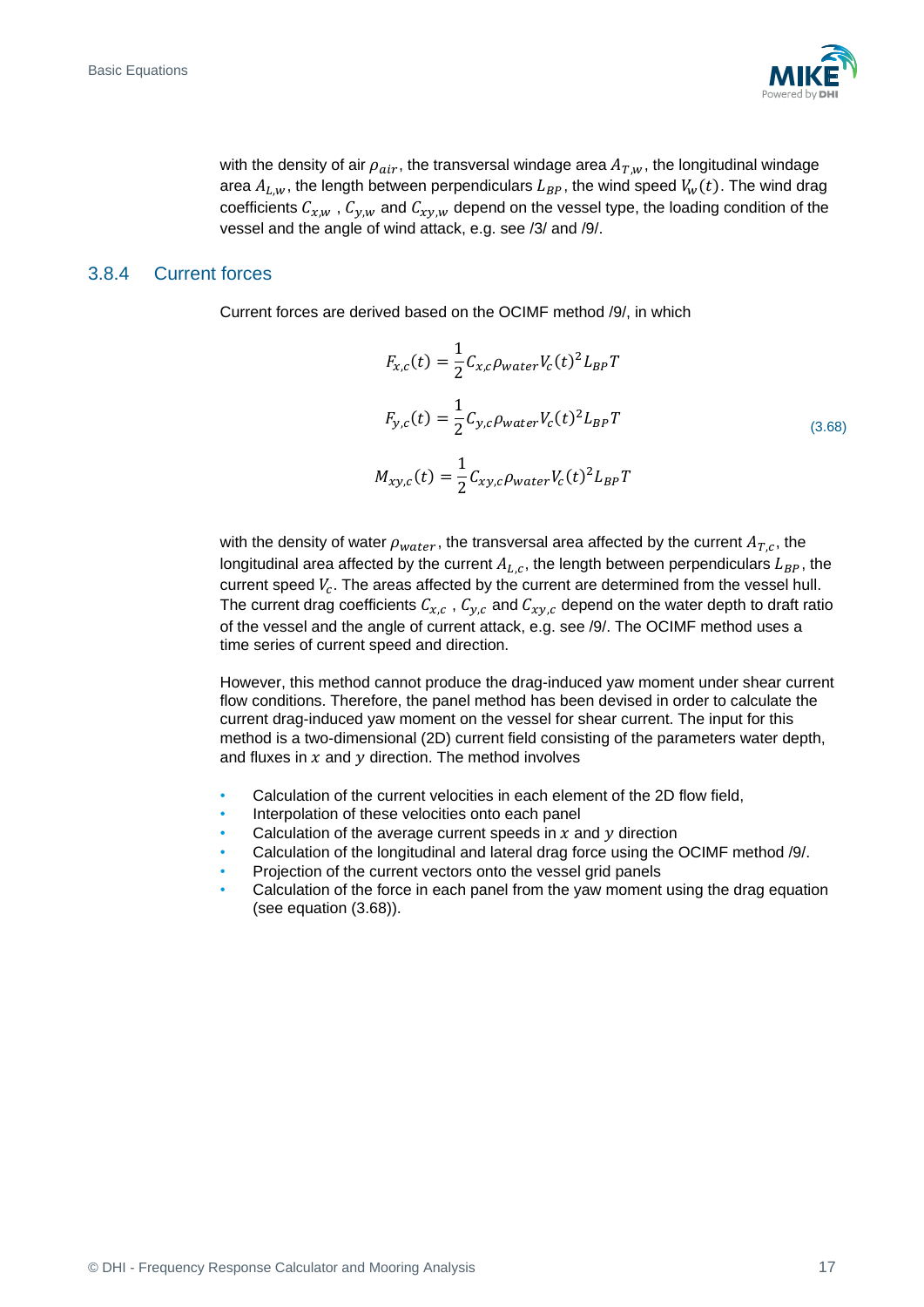with the density of air $\rho_{air}$, the transversal windage area $A_{T,w}$, the longitudinal windage area $A_{L,w}$, the length between perpendiculars $L_{BP}$, the wind speed $V_w(t)$. The wind drag coefficients $C_{x,w}$ , $C_{y,w}$ and $C_{xy,w}$ depend on the vessel type, the loading condition of the vessel and the angle of wind attack, e.g. see /3/ and /9/.

### 3.8.4 Current forces

Current forces are derived based on the OCIMF method /9/, in which

$$
\begin{aligned}
F_{x,c}(t) &= \frac{1}{2} C_{x,c} \rho_{water} V_c(t)^2 L_{BP} T \\
F_{y,c}(t) &= \frac{1}{2} C_{y,c} \rho_{water} V_c(t)^2 L_{BP} T \\
M_{xy,c}(t) &= \frac{1}{2} C_{xy,c} \rho_{water} V_c(t)^2 L_{BP} T
\end{aligned}
\tag{3.68}
$$

with the density of water $\rho_{water}$, the transversal area affected by the current $A_{T,c}$, the longitudinal area affected by the current $A_{L,c}$, the length between perpendiculars $L_{BP}$, the current speed $V_c$. The areas affected by the current are determined from the vessel hull. The current drag coefficients $C_{x,c}$ , $C_{y,c}$ and $C_{xy,c}$ depend on the water depth to draft ratio of the vessel and the angle of current attack, e.g. see /9/. The OCIMF method uses a time series of current speed and direction.

However, this method cannot produce the drag-induced yaw moment under shear current flow conditions. Therefore, the panel method has been devised in order to calculate the current drag-induced yaw moment on the vessel for shear current. The input for this method is a two-dimensional (2D) current field consisting of the parameters water depth, and fluxes in $x$ and $y$ direction. The method involves

- Calculation of the current velocities in each element of the 2D flow field,
- Interpolation of these velocities onto each panel
- Calculation of the average current speeds in $x$ and $y$ direction
- Calculation of the longitudinal and lateral drag force using the OCIMF method /9/.
- Projection of the current vectors onto the vessel grid panels
- Calculation of the force in each panel from the yaw moment using the drag equation (see equation (3.68)).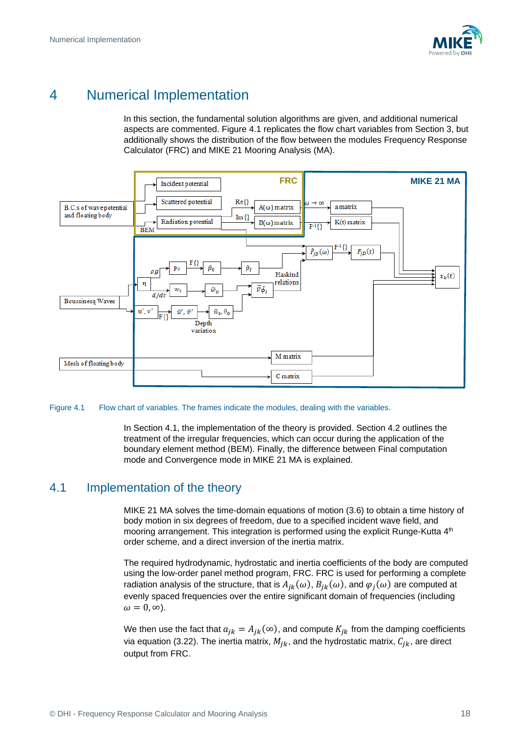# 4 Numerical Implementation

In this section, the fundamental solution algorithms are given, and additional numerical aspects are commented. Figure 4.1 replicates the flow chart variables from Section 3, but additionally shows the distribution of the flow between the modules Frequency Response Calculator (FRC) and MIKE 21 Mooring Analysis (MA).

FRC
MIKE 21 MA
B.C.s of wave potential and floating body
Incident potential
Scattered potential
Radiation potential
BEM
Re{}
Im{}
A(ω) matrix
B(ω) matrix
ω → ∞
a matrix
F⁻¹{}
K(t) matrix
$\tilde{F}_{jD}(\omega)$
F⁻¹{}
$F_{jD}(t)$
$x_k(t)$
ρg
p₀
F{}
$\tilde{p}_0$
$\tilde{p}_I$
Haskind relations
η
d/dt
w₀
$\tilde{w}_0$
$\vec{\nabla}\tilde{\phi}_I$
Boussinesq Waves
u', v'
F{}
$\tilde{u}', \tilde{v}'$
$\tilde{u}_0, \tilde{v}_0$
Depth variation
Mesh of floating body
M matrix
C matrix

Figure 4.1 Flow chart of variables. The frames indicate the modules, dealing with the variables.

In Section 4.1, the implementation of the theory is provided. Section 4.2 outlines the treatment of the irregular frequencies, which can occur during the application of the boundary element method (BEM). Finally, the difference between Final computation mode and Convergence mode in MIKE 21 MA is explained.

## 4.1 Implementation of the theory

MIKE 21 MA solves the time-domain equations of motion (3.6) to obtain a time history of body motion in six degrees of freedom, due to a specified incident wave field, and mooring arrangement. This integration is performed using the explicit Runge-Kutta 4th order scheme, and a direct inversion of the inertia matrix.

The required hydrodynamic, hydrostatic and inertia coefficients of the body are computed using the low-order panel method program, FRC. FRC is used for performing a complete radiation analysis of the structure, that is $A_{jk}(\omega)$, $B_{jk}(\omega)$, and $\varphi_j(\omega)$ are computed at evenly spaced frequencies over the entire significant domain of frequencies (including $\omega = 0, \infty$).

We then use the fact that $a_{jk} = A_{jk}(\infty)$, and compute $K_{jk}$ from the damping coefficients via equation (3.22). The inertia matrix, $M_{jk}$, and the hydrostatic matrix, $C_{jk}$, are direct output from FRC.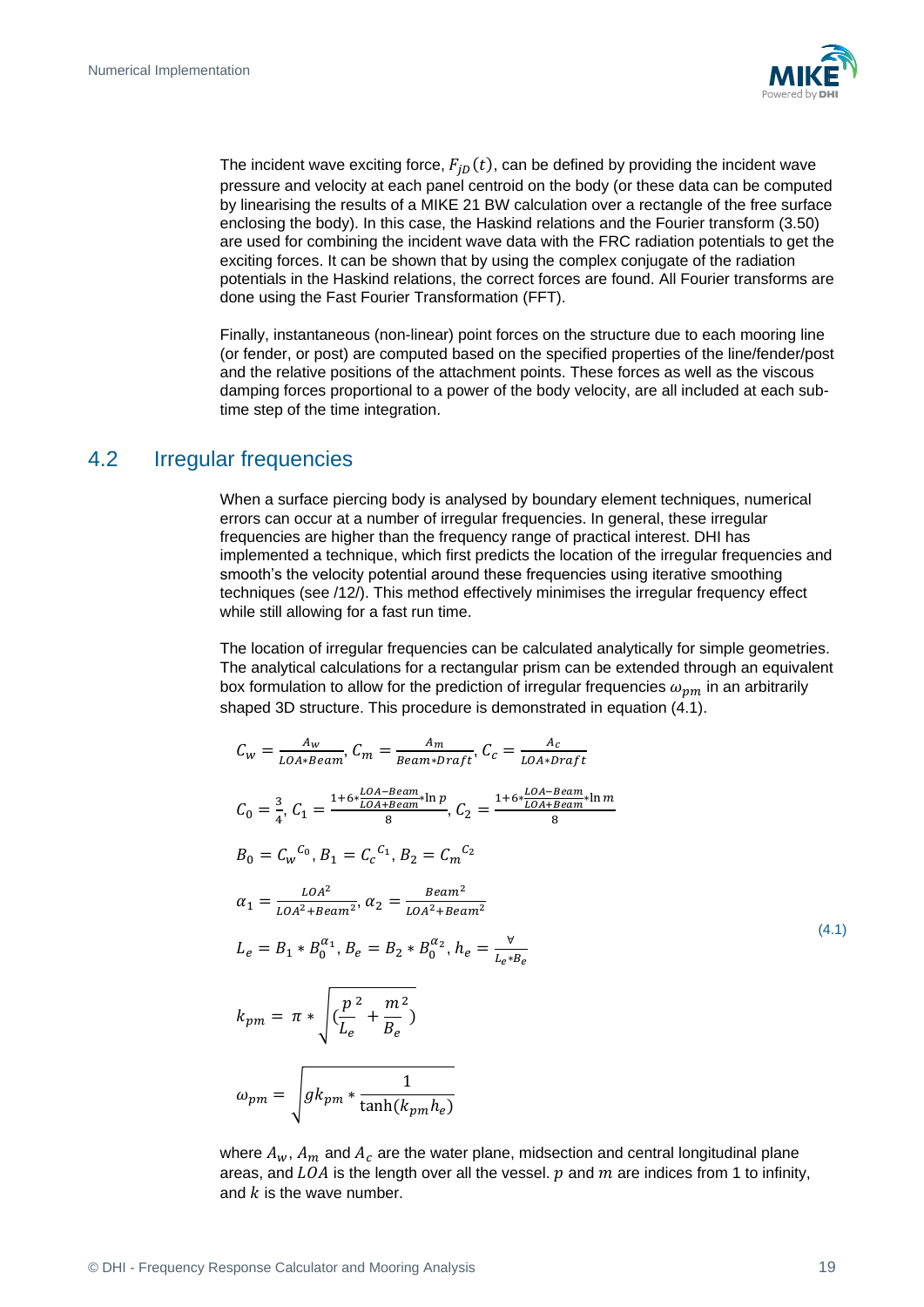The incident wave exciting force, $F_{jD}(t)$, can be defined by providing the incident wave pressure and velocity at each panel centroid on the body (or these data can be computed by linearising the results of a MIKE 21 BW calculation over a rectangle of the free surface enclosing the body). In this case, the Haskind relations and the Fourier transform (3.50) are used for combining the incident wave data with the FRC radiation potentials to get the exciting forces. It can be shown that by using the complex conjugate of the radiation potentials in the Haskind relations, the correct forces are found. All Fourier transforms are done using the Fast Fourier Transformation (FFT).

Finally, instantaneous (non-linear) point forces on the structure due to each mooring line (or fender, or post) are computed based on the specified properties of the line/fender/post and the relative positions of the attachment points. These forces as well as the viscous damping forces proportional to a power of the body velocity, are all included at each sub-time step of the time integration.

## 4.2 Irregular frequencies

When a surface piercing body is analysed by boundary element techniques, numerical errors can occur at a number of irregular frequencies. In general, these irregular frequencies are higher than the frequency range of practical interest. DHI has implemented a technique, which first predicts the location of the irregular frequencies and smooth's the velocity potential around these frequencies using iterative smoothing techniques (see /12/). This method effectively minimises the irregular frequency effect while still allowing for a fast run time.

The location of irregular frequencies can be calculated analytically for simple geometries. The analytical calculations for a rectangular prism can be extended through an equivalent box formulation to allow for the prediction of irregular frequencies $\omega_{pm}$ in an arbitrarily shaped 3D structure. This procedure is demonstrated in equation (4.1).

$$
\begin{aligned}
&C_w = \frac{A_w}{LOA*Beam},\ C_m = \frac{A_m}{Beam*Draft},\ C_c = \frac{A_c}{LOA*Draft} \\
&C_0 = \frac{3}{4},\ C_1 = \frac{1+6*\frac{LOA-Beam}{LOA+Beam}*\ln p}{8},\ C_2 = \frac{1+6*\frac{LOA-Beam}{LOA+Beam}*\ln m}{8} \\
&B_0 = C_w{}^{C_0},\ B_1 = C_c{}^{C_1},\ B_2 = C_m{}^{C_2} \\
&\alpha_1 = \frac{LOA^2}{LOA^2+Beam^2},\ \alpha_2 = \frac{Beam^2}{LOA^2+Beam^2} \\
&L_e = B_1 * B_0^{\alpha_1},\ B_e = B_2 * B_0^{\alpha_2},\ h_e = \frac{\forall}{L_e * B_e} \\
&k_{pm} = \pi * \sqrt{\left(\frac{p}{L_e}^2 + \frac{m}{B_e}^2\right)} \\
&\omega_{pm} = \sqrt{g k_{pm} * \frac{1}{\tanh(k_{pm} h_e)}}
\end{aligned}
\tag{4.1}
$$

where $A_w$, $A_m$ and $A_c$ are the water plane, midsection and central longitudinal plane areas, and $LOA$ is the length over all the vessel. $p$ and $m$ are indices from 1 to infinity, and $k$ is the wave number.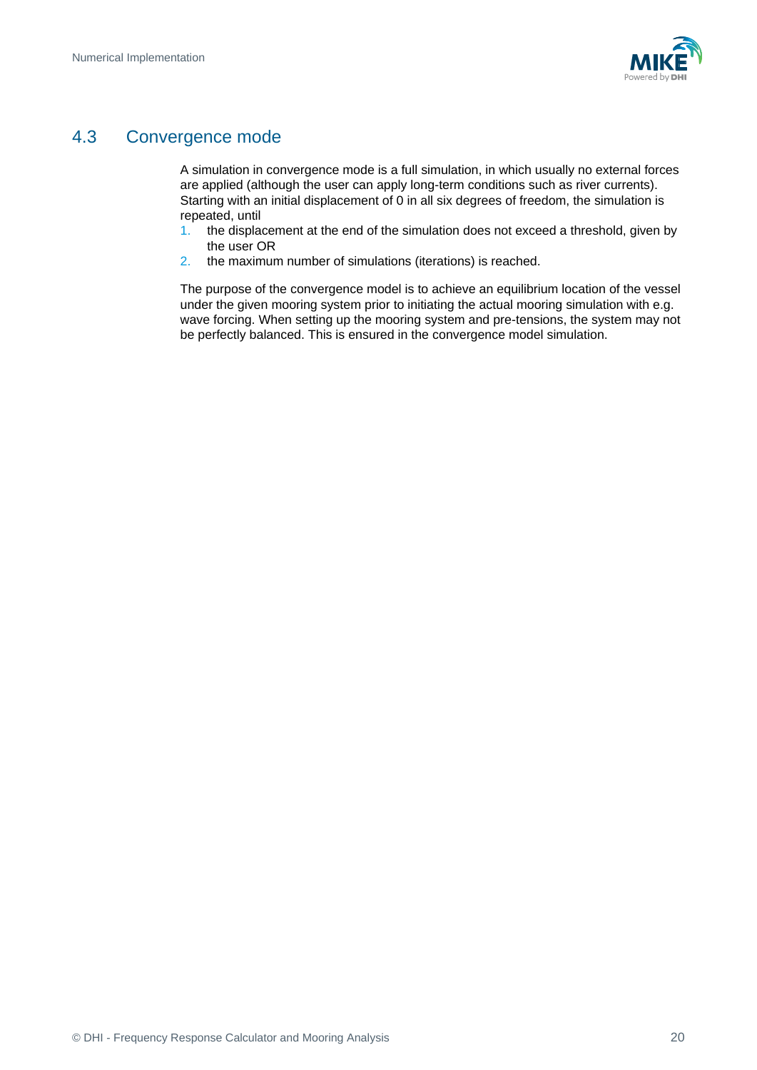## 4.3 Convergence mode

A simulation in convergence mode is a full simulation, in which usually no external forces are applied (although the user can apply long-term conditions such as river currents). Starting with an initial displacement of 0 in all six degrees of freedom, the simulation is repeated, until

1. the displacement at the end of the simulation does not exceed a threshold, given by the user OR
2. the maximum number of simulations (iterations) is reached.

The purpose of the convergence model is to achieve an equilibrium location of the vessel under the given mooring system prior to initiating the actual mooring simulation with e.g. wave forcing. When setting up the mooring system and pre-tensions, the system may not be perfectly balanced. This is ensured in the convergence model simulation.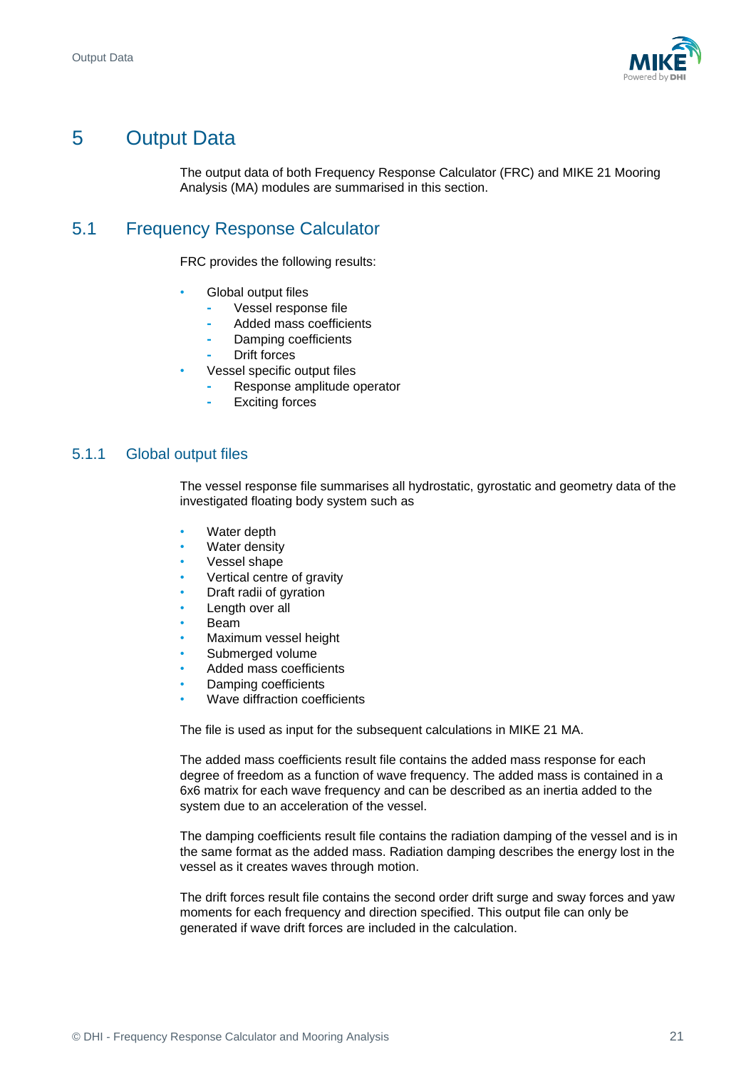# 5 Output Data

The output data of both Frequency Response Calculator (FRC) and MIKE 21 Mooring Analysis (MA) modules are summarised in this section.

## 5.1 Frequency Response Calculator

FRC provides the following results:

- Global output files
  - Vessel response file
  - Added mass coefficients
  - Damping coefficients
  - Drift forces
- Vessel specific output files
  - Response amplitude operator
  - Exciting forces

### 5.1.1 Global output files

The vessel response file summarises all hydrostatic, gyrostatic and geometry data of the investigated floating body system such as

- Water depth
- Water density
- Vessel shape
- Vertical centre of gravity
- Draft radii of gyration
- Length over all
- Beam
- Maximum vessel height
- Submerged volume
- Added mass coefficients
- Damping coefficients
- Wave diffraction coefficients

The file is used as input for the subsequent calculations in MIKE 21 MA.

The added mass coefficients result file contains the added mass response for each degree of freedom as a function of wave frequency. The added mass is contained in a 6x6 matrix for each wave frequency and can be described as an inertia added to the system due to an acceleration of the vessel.

The damping coefficients result file contains the radiation damping of the vessel and is in the same format as the added mass. Radiation damping describes the energy lost in the vessel as it creates waves through motion.

The drift forces result file contains the second order drift surge and sway forces and yaw moments for each frequency and direction specified. This output file can only be generated if wave drift forces are included in the calculation.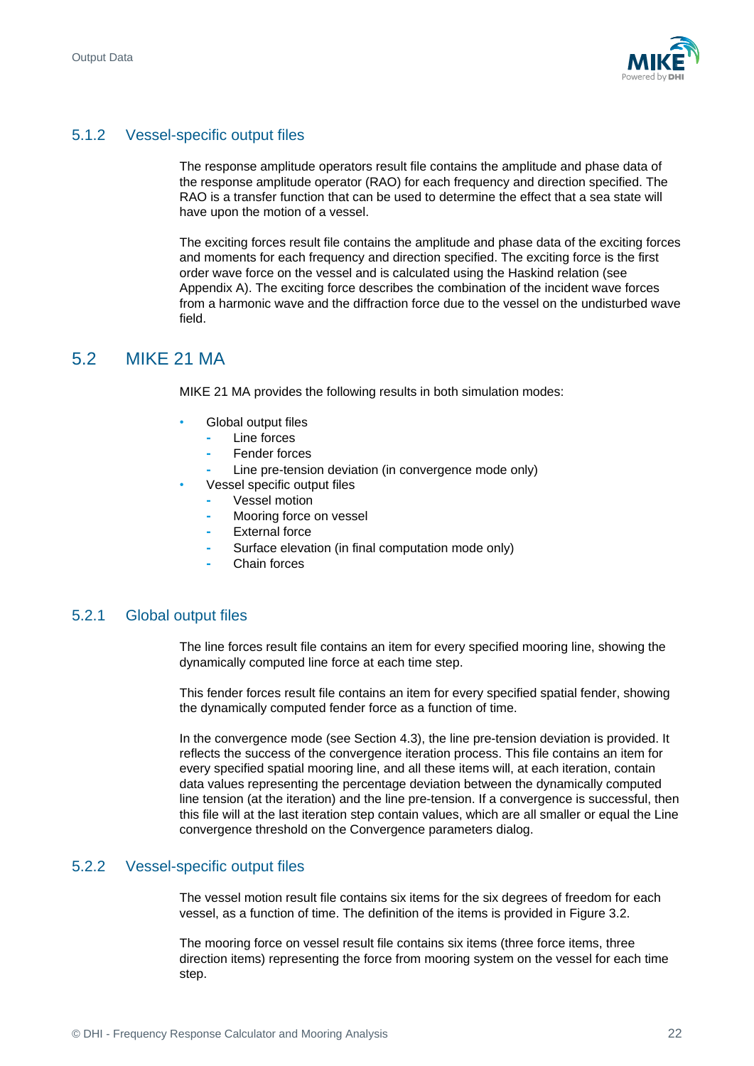### 5.1.2 Vessel-specific output files

The response amplitude operators result file contains the amplitude and phase data of the response amplitude operator (RAO) for each frequency and direction specified. The RAO is a transfer function that can be used to determine the effect that a sea state will have upon the motion of a vessel.

The exciting forces result file contains the amplitude and phase data of the exciting forces and moments for each frequency and direction specified. The exciting force is the first order wave force on the vessel and is calculated using the Haskind relation (see Appendix A). The exciting force describes the combination of the incident wave forces from a harmonic wave and the diffraction force due to the vessel on the undisturbed wave field.

## 5.2 MIKE 21 MA

MIKE 21 MA provides the following results in both simulation modes:

- Global output files
  - Line forces
  - Fender forces
  - Line pre-tension deviation (in convergence mode only)
- Vessel specific output files
  - Vessel motion
  - Mooring force on vessel
  - External force
  - Surface elevation (in final computation mode only)
  - Chain forces

### 5.2.1 Global output files

The line forces result file contains an item for every specified mooring line, showing the dynamically computed line force at each time step.

This fender forces result file contains an item for every specified spatial fender, showing the dynamically computed fender force as a function of time.

In the convergence mode (see Section 4.3), the line pre-tension deviation is provided. It reflects the success of the convergence iteration process. This file contains an item for every specified spatial mooring line, and all these items will, at each iteration, contain data values representing the percentage deviation between the dynamically computed line tension (at the iteration) and the line pre-tension. If a convergence is successful, then this file will at the last iteration step contain values, which are all smaller or equal the Line convergence threshold on the Convergence parameters dialog.

### 5.2.2 Vessel-specific output files

The vessel motion result file contains six items for the six degrees of freedom for each vessel, as a function of time. The definition of the items is provided in Figure 3.2.

The mooring force on vessel result file contains six items (three force items, three direction items) representing the force from mooring system on the vessel for each time step.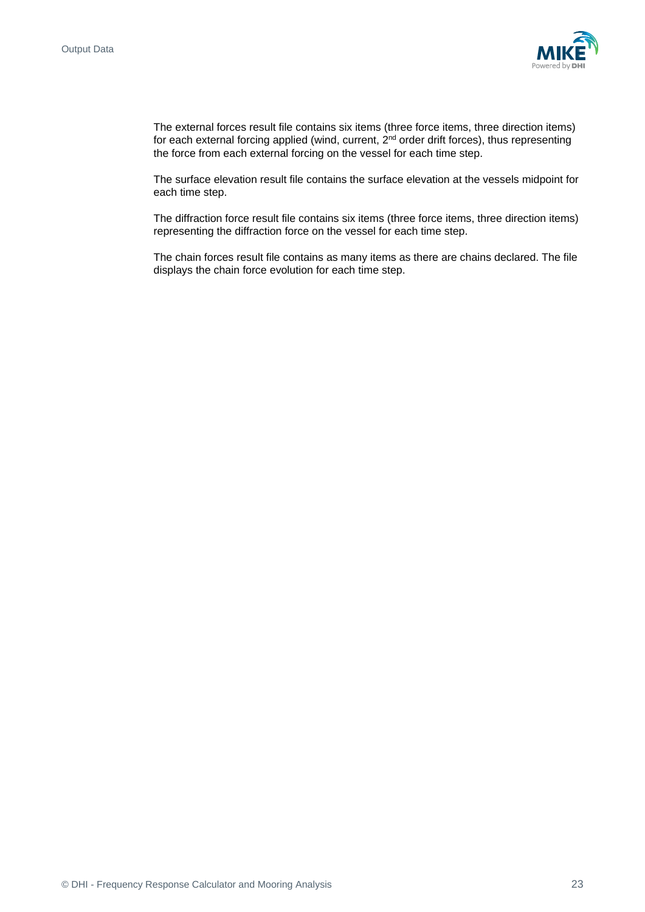The external forces result file contains six items (three force items, three direction items) for each external forcing applied (wind, current, $2^{nd}$ order drift forces), thus representing the force from each external forcing on the vessel for each time step.

The surface elevation result file contains the surface elevation at the vessels midpoint for each time step.

The diffraction force result file contains six items (three force items, three direction items) representing the diffraction force on the vessel for each time step.

The chain forces result file contains as many items as there are chains declared. The file displays the chain force evolution for each time step.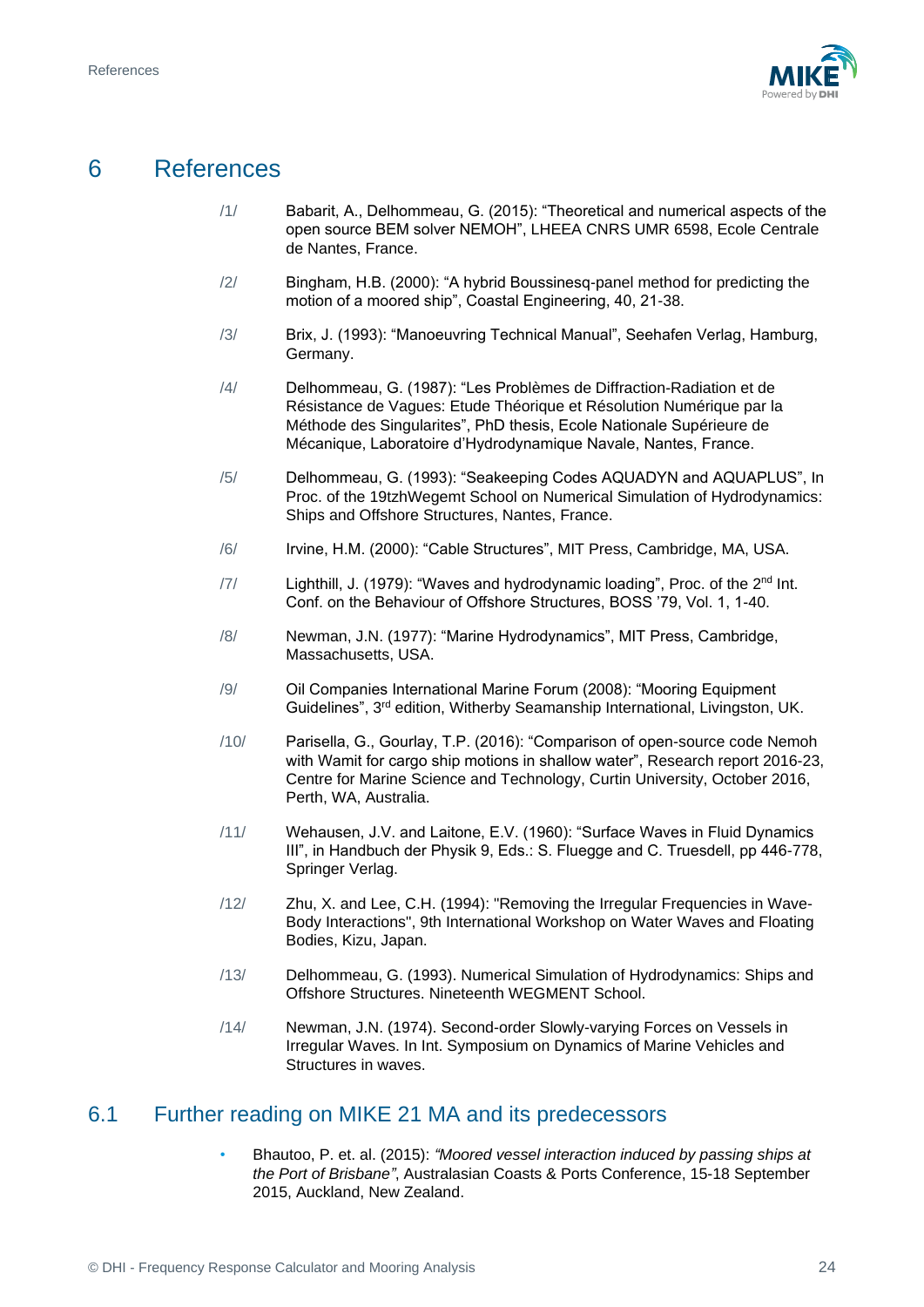# 6 References

/1/ Babarit, A., Delhommeau, G. (2015): “Theoretical and numerical aspects of the open source BEM solver NEMOH”, LHEEA CNRS UMR 6598, Ecole Centrale de Nantes, France.

/2/ Bingham, H.B. (2000): “A hybrid Boussinesq-panel method for predicting the motion of a moored ship”, Coastal Engineering, 40, 21-38.

/3/ Brix, J. (1993): “Manoeuvring Technical Manual”, Seehafen Verlag, Hamburg, Germany.

/4/ Delhommeau, G. (1987): “Les Problèmes de Diffraction-Radiation et de Résistance de Vagues: Etude Théorique et Résolution Numérique par la Méthode des Singularites”, PhD thesis, Ecole Nationale Supérieure de Mécanique, Laboratoire d’Hydrodynamique Navale, Nantes, France.

/5/ Delhommeau, G. (1993): “Seakeeping Codes AQUADYN and AQUAPLUS”, In Proc. of the 19tzhWegemt School on Numerical Simulation of Hydrodynamics: Ships and Offshore Structures, Nantes, France.

/6/ Irvine, H.M. (2000): “Cable Structures”, MIT Press, Cambridge, MA, USA.

/7/ Lighthill, J. (1979): “Waves and hydrodynamic loading”, Proc. of the 2nd Int. Conf. on the Behaviour of Offshore Structures, BOSS ’79, Vol. 1, 1-40.

/8/ Newman, J.N. (1977): “Marine Hydrodynamics”, MIT Press, Cambridge, Massachusetts, USA.

/9/ Oil Companies International Marine Forum (2008): “Mooring Equipment Guidelines”, 3rd edition, Witherby Seamanship International, Livingston, UK.

/10/ Parisella, G., Gourlay, T.P. (2016): “Comparison of open-source code Nemoh with Wamit for cargo ship motions in shallow water”, Research report 2016-23, Centre for Marine Science and Technology, Curtin University, October 2016, Perth, WA, Australia.

/11/ Wehausen, J.V. and Laitone, E.V. (1960): “Surface Waves in Fluid Dynamics III”, in Handbuch der Physik 9, Eds.: S. Fluegge and C. Truesdell, pp 446-778, Springer Verlag.

/12/ Zhu, X. and Lee, C.H. (1994): "Removing the Irregular Frequencies in Wave-Body Interactions", 9th International Workshop on Water Waves and Floating Bodies, Kizu, Japan.

/13/ Delhommeau, G. (1993). Numerical Simulation of Hydrodynamics: Ships and Offshore Structures. Nineteenth WEGMENT School.

/14/ Newman, J.N. (1974). Second-order Slowly-varying Forces on Vessels in Irregular Waves. In Int. Symposium on Dynamics of Marine Vehicles and Structures in waves.

## 6.1 Further reading on MIKE 21 MA and its predecessors

- Bhautoo, P. et. al. (2015): *“Moored vessel interaction induced by passing ships at the Port of Brisbane”*, Australasian Coasts & Ports Conference, 15-18 September 2015, Auckland, New Zealand.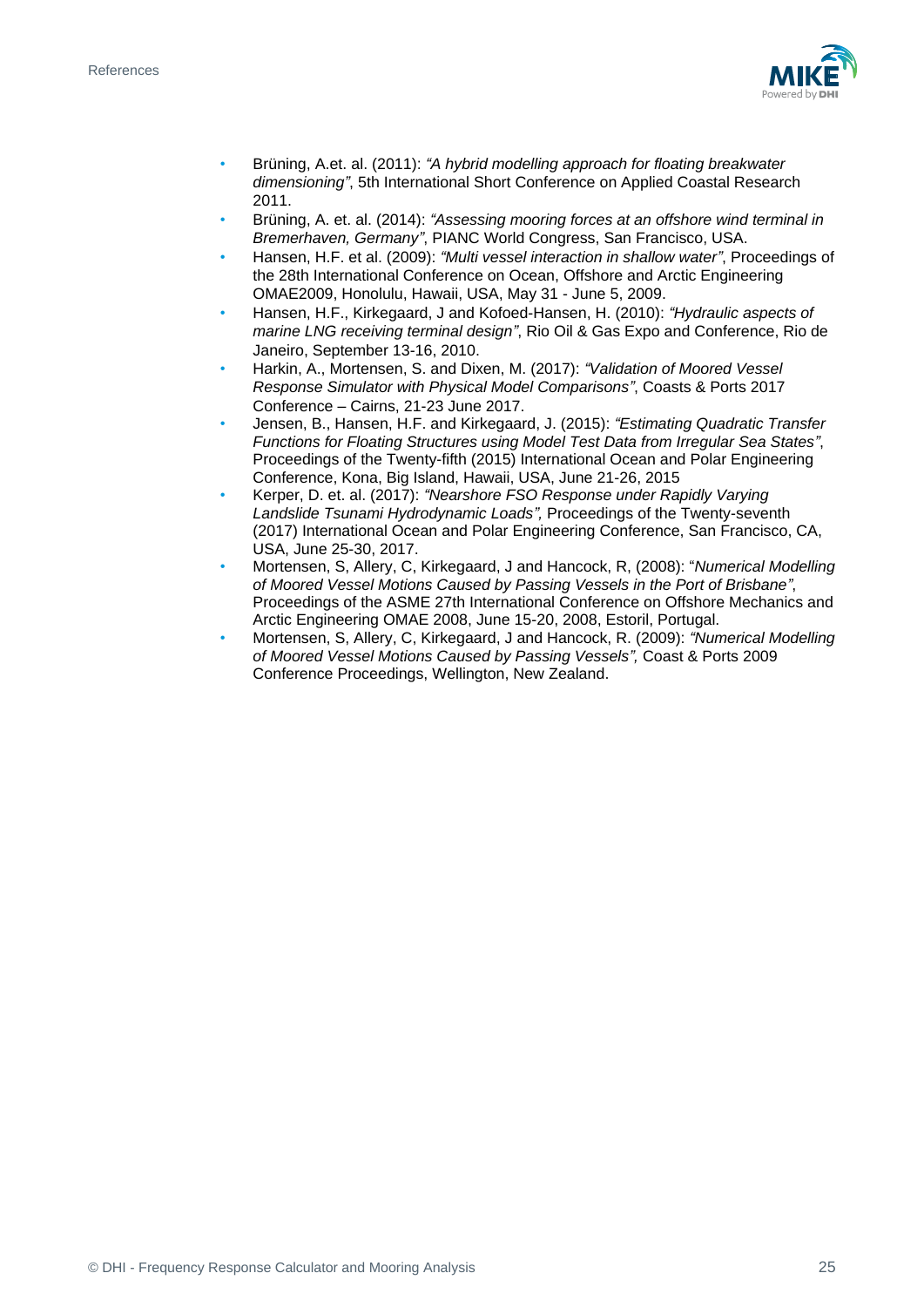- Brüning, A.et. al. (2011): *"A hybrid modelling approach for floating breakwater dimensioning"*, 5th International Short Conference on Applied Coastal Research 2011.
- Brüning, A. et. al. (2014): *"Assessing mooring forces at an offshore wind terminal in Bremerhaven, Germany"*, PIANC World Congress, San Francisco, USA.
- Hansen, H.F. et al. (2009): *"Multi vessel interaction in shallow water"*, Proceedings of the 28th International Conference on Ocean, Offshore and Arctic Engineering OMAE2009, Honolulu, Hawaii, USA, May 31 - June 5, 2009.
- Hansen, H.F., Kirkegaard, J and Kofoed-Hansen, H. (2010): *"Hydraulic aspects of marine LNG receiving terminal design"*, Rio Oil & Gas Expo and Conference, Rio de Janeiro, September 13-16, 2010.
- Harkin, A., Mortensen, S. and Dixen, M. (2017): *"Validation of Moored Vessel Response Simulator with Physical Model Comparisons"*, Coasts & Ports 2017 Conference – Cairns, 21-23 June 2017.
- Jensen, B., Hansen, H.F. and Kirkegaard, J. (2015): *"Estimating Quadratic Transfer Functions for Floating Structures using Model Test Data from Irregular Sea States"*, Proceedings of the Twenty-fifth (2015) International Ocean and Polar Engineering Conference, Kona, Big Island, Hawaii, USA, June 21-26, 2015
- Kerper, D. et. al. (2017): *"Nearshore FSO Response under Rapidly Varying Landslide Tsunami Hydrodynamic Loads",* Proceedings of the Twenty-seventh (2017) International Ocean and Polar Engineering Conference, San Francisco, CA, USA, June 25-30, 2017.
- Mortensen, S, Allery, C, Kirkegaard, J and Hancock, R, (2008): "*Numerical Modelling of Moored Vessel Motions Caused by Passing Vessels in the Port of Brisbane"*, Proceedings of the ASME 27th International Conference on Offshore Mechanics and Arctic Engineering OMAE 2008, June 15-20, 2008, Estoril, Portugal.
- Mortensen, S, Allery, C, Kirkegaard, J and Hancock, R. (2009): *"Numerical Modelling of Moored Vessel Motions Caused by Passing Vessels",* Coast & Ports 2009 Conference Proceedings, Wellington, New Zealand.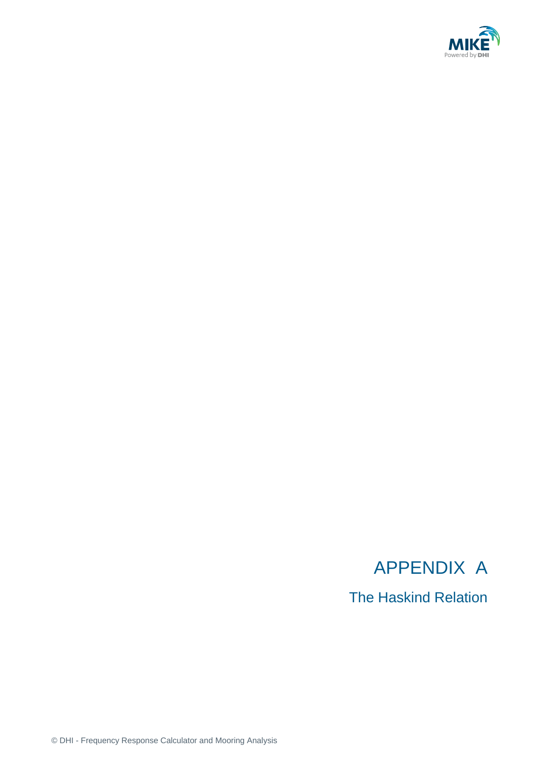# APPENDIX A

## The Haskind Relation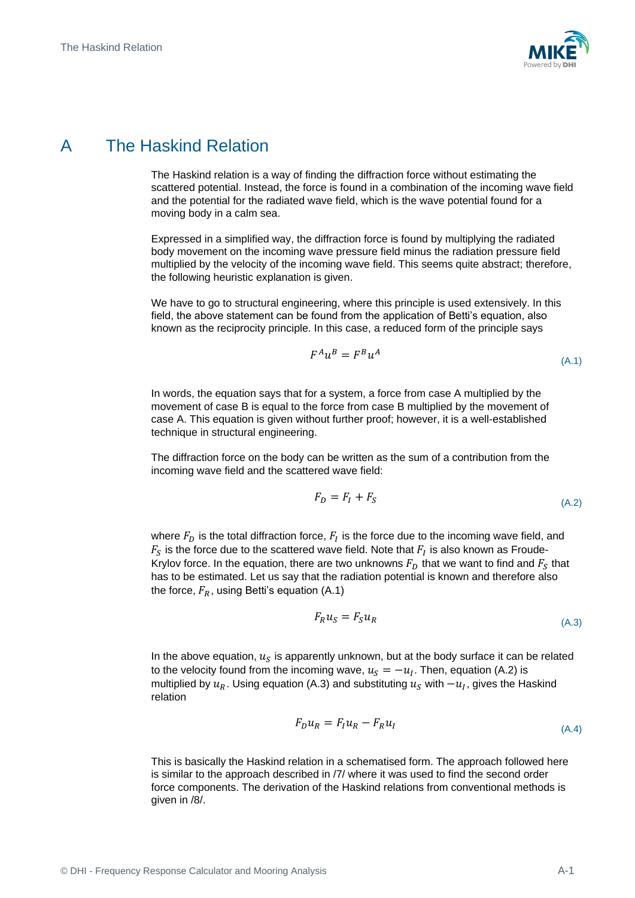# A The Haskind Relation

The Haskind relation is a way of finding the diffraction force without estimating the scattered potential. Instead, the force is found in a combination of the incoming wave field and the potential for the radiated wave field, which is the wave potential found for a moving body in a calm sea.

Expressed in a simplified way, the diffraction force is found by multiplying the radiated body movement on the incoming wave pressure field minus the radiation pressure field multiplied by the velocity of the incoming wave field. This seems quite abstract; therefore, the following heuristic explanation is given.

We have to go to structural engineering, where this principle is used extensively. In this field, the above statement can be found from the application of Betti's equation, also known as the reciprocity principle. In this case, a reduced form of the principle says

$$F^A u^B = F^B u^A \tag{A.1}$$

In words, the equation says that for a system, a force from case A multiplied by the movement of case B is equal to the force from case B multiplied by the movement of case A. This equation is given without further proof; however, it is a well-established technique in structural engineering.

The diffraction force on the body can be written as the sum of a contribution from the incoming wave field and the scattered wave field:

$$F_D = F_I + F_S \tag{A.2}$$

where $F_D$ is the total diffraction force, $F_I$ is the force due to the incoming wave field, and $F_S$ is the force due to the scattered wave field. Note that $F_I$ is also known as Froude-Krylov force. In the equation, there are two unknowns $F_D$ that we want to find and $F_S$ that has to be estimated. Let us say that the radiation potential is known and therefore also the force, $F_R$, using Betti's equation (A.1)

$$F_R u_S = F_S u_R \tag{A.3}$$

In the above equation, $u_S$ is apparently unknown, but at the body surface it can be related to the velocity found from the incoming wave, $u_S = -u_I$. Then, equation (A.2) is multiplied by $u_R$. Using equation (A.3) and substituting $u_S$ with $-u_I$, gives the Haskind relation

$$F_D u_R = F_I u_R - F_R u_I \tag{A.4}$$

This is basically the Haskind relation in a schematised form. The approach followed here is similar to the approach described in /7/ where it was used to find the second order force components. The derivation of the Haskind relations from conventional methods is given in /8/.